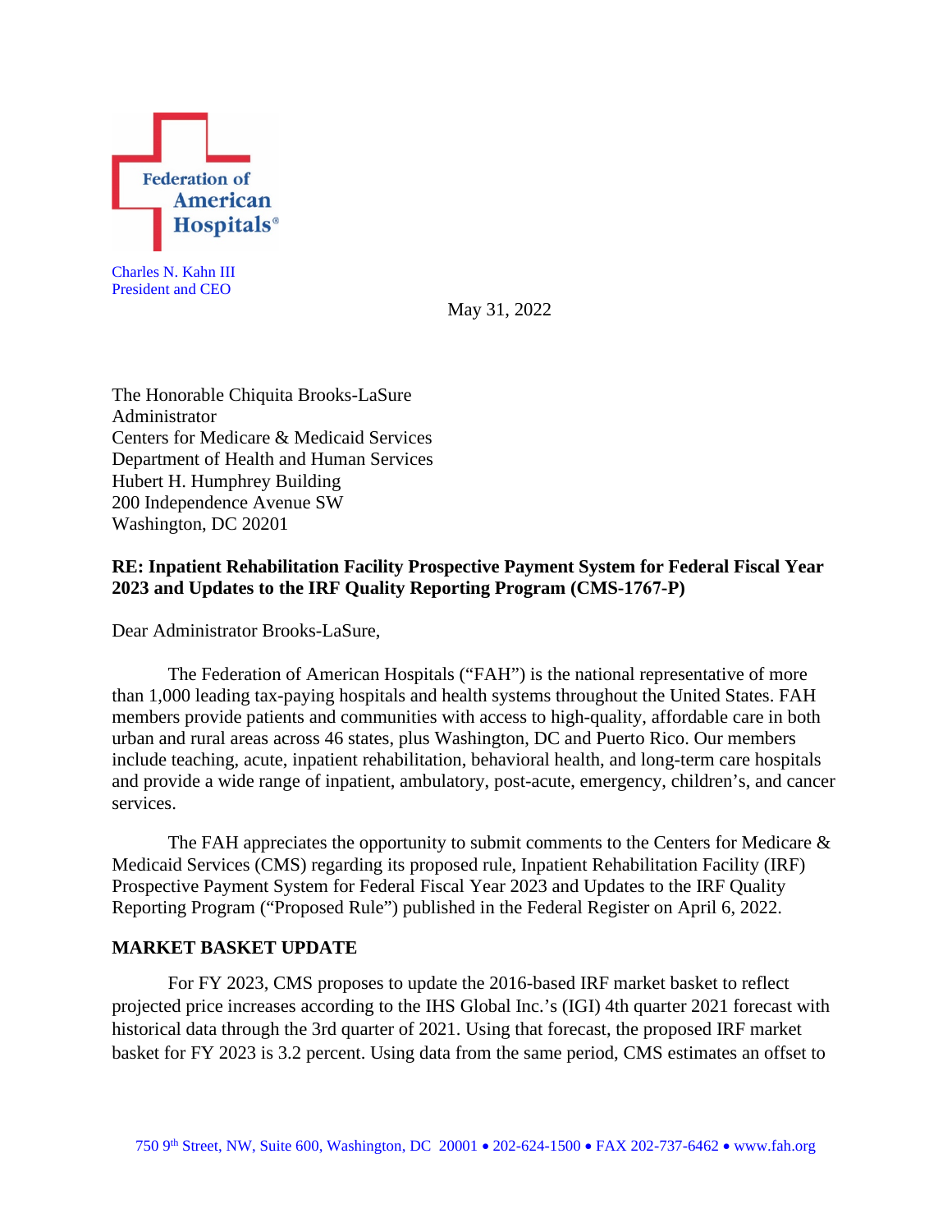Federation of American Hospitals®

Charles N. Kahn III
President and CEO

May 31, 2022

The Honorable Chiquita Brooks-LaSure
Administrator
Centers for Medicare & Medicaid Services
Department of Health and Human Services
Hubert H. Humphrey Building
200 Independence Avenue SW
Washington, DC 20201

**RE: Inpatient Rehabilitation Facility Prospective Payment System for Federal Fiscal Year 2023 and Updates to the IRF Quality Reporting Program (CMS-1767-P)**

Dear Administrator Brooks-LaSure,

The Federation of American Hospitals ("FAH") is the national representative of more than 1,000 leading tax-paying hospitals and health systems throughout the United States. FAH members provide patients and communities with access to high-quality, affordable care in both urban and rural areas across 46 states, plus Washington, DC and Puerto Rico. Our members include teaching, acute, inpatient rehabilitation, behavioral health, and long-term care hospitals and provide a wide range of inpatient, ambulatory, post-acute, emergency, children's, and cancer services.

The FAH appreciates the opportunity to submit comments to the Centers for Medicare & Medicaid Services (CMS) regarding its proposed rule, Inpatient Rehabilitation Facility (IRF) Prospective Payment System for Federal Fiscal Year 2023 and Updates to the IRF Quality Reporting Program ("Proposed Rule") published in the Federal Register on April 6, 2022.

**MARKET BASKET UPDATE**

For FY 2023, CMS proposes to update the 2016-based IRF market basket to reflect projected price increases according to the IHS Global Inc.'s (IGI) 4th quarter 2021 forecast with historical data through the 3rd quarter of 2021. Using that forecast, the proposed IRF market basket for FY 2023 is 3.2 percent. Using data from the same period, CMS estimates an offset to

750 9th Street, NW, Suite 600, Washington, DC 20001 • 202-624-1500 • FAX 202-737-6462 • www.fah.org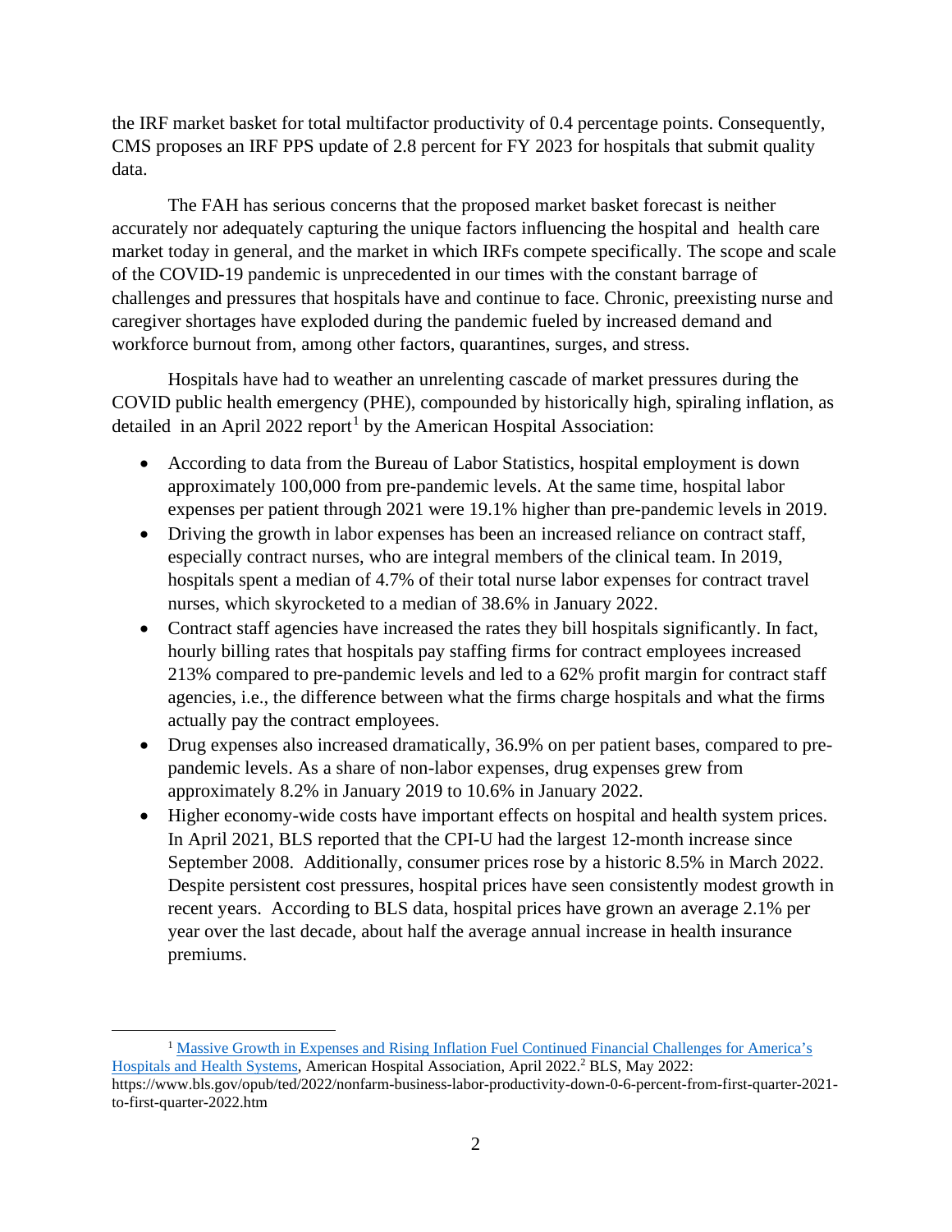the IRF market basket for total multifactor productivity of 0.4 percentage points. Consequently, CMS proposes an IRF PPS update of 2.8 percent for FY 2023 for hospitals that submit quality data.

The FAH has serious concerns that the proposed market basket forecast is neither accurately nor adequately capturing the unique factors influencing the hospital and health care market today in general, and the market in which IRFs compete specifically. The scope and scale of the COVID-19 pandemic is unprecedented in our times with the constant barrage of challenges and pressures that hospitals have and continue to face. Chronic, preexisting nurse and caregiver shortages have exploded during the pandemic fueled by increased demand and workforce burnout from, among other factors, quarantines, surges, and stress.

Hospitals have had to weather an unrelenting cascade of market pressures during the COVID public health emergency (PHE), compounded by historically high, spiraling inflation, as detailed in an April 2022 report[1] by the American Hospital Association:

- According to data from the Bureau of Labor Statistics, hospital employment is down approximately 100,000 from pre-pandemic levels. At the same time, hospital labor expenses per patient through 2021 were 19.1% higher than pre-pandemic levels in 2019.
- Driving the growth in labor expenses has been an increased reliance on contract staff, especially contract nurses, who are integral members of the clinical team. In 2019, hospitals spent a median of 4.7% of their total nurse labor expenses for contract travel nurses, which skyrocketed to a median of 38.6% in January 2022.
- Contract staff agencies have increased the rates they bill hospitals significantly. In fact, hourly billing rates that hospitals pay staffing firms for contract employees increased 213% compared to pre-pandemic levels and led to a 62% profit margin for contract staff agencies, i.e., the difference between what the firms charge hospitals and what the firms actually pay the contract employees.
- Drug expenses also increased dramatically, 36.9% on per patient bases, compared to pre-pandemic levels. As a share of non-labor expenses, drug expenses grew from approximately 8.2% in January 2019 to 10.6% in January 2022.
- Higher economy-wide costs have important effects on hospital and health system prices. In April 2021, BLS reported that the CPI-U had the largest 12-month increase since September 2008. Additionally, consumer prices rose by a historic 8.5% in March 2022. Despite persistent cost pressures, hospital prices have seen consistently modest growth in recent years. According to BLS data, hospital prices have grown an average 2.1% per year over the last decade, about half the average annual increase in health insurance premiums.

---

[1] Massive Growth in Expenses and Rising Inflation Fuel Continued Financial Challenges for America's Hospitals and Health Systems, American Hospital Association, April 2022.[2] BLS, May 2022: https://www.bls.gov/opub/ted/2022/nonfarm-business-labor-productivity-down-0-6-percent-from-first-quarter-2021-to-first-quarter-2022.htm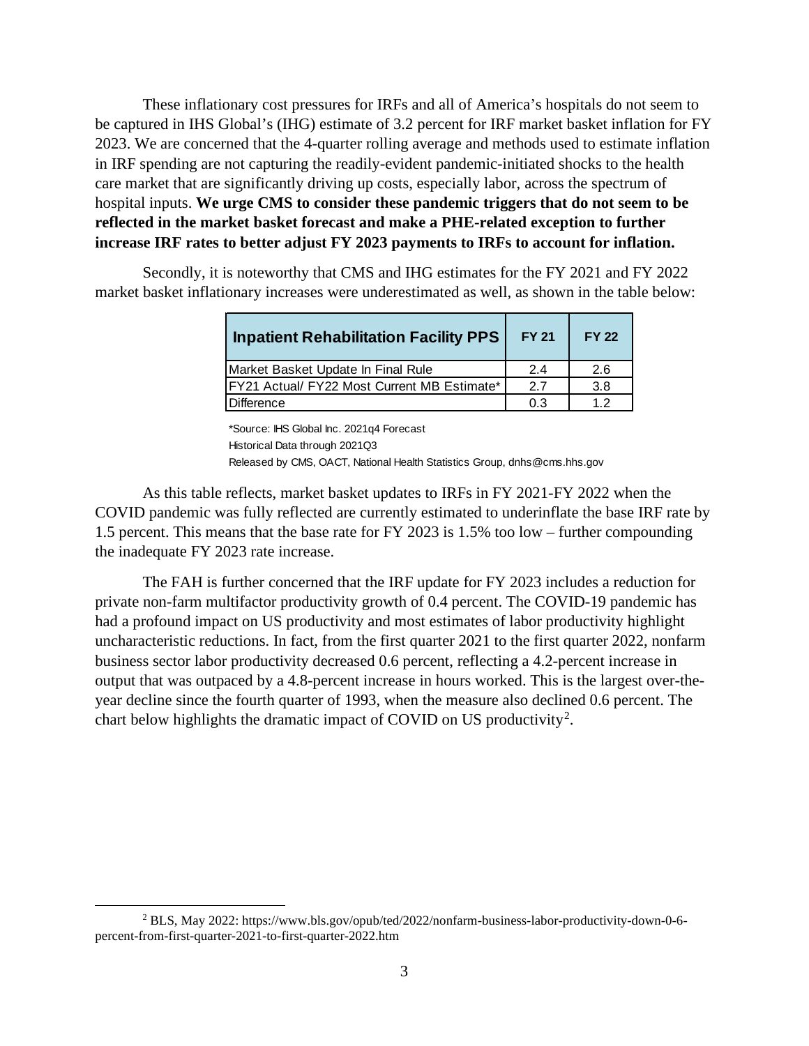These inflationary cost pressures for IRFs and all of America's hospitals do not seem to be captured in IHS Global's (IHG) estimate of 3.2 percent for IRF market basket inflation for FY 2023. We are concerned that the 4-quarter rolling average and methods used to estimate inflation in IRF spending are not capturing the readily-evident pandemic-initiated shocks to the health care market that are significantly driving up costs, especially labor, across the spectrum of hospital inputs. **We urge CMS to consider these pandemic triggers that do not seem to be reflected in the market basket forecast and make a PHE-related exception to further increase IRF rates to better adjust FY 2023 payments to IRFs to account for inflation.**

Secondly, it is noteworthy that CMS and IHG estimates for the FY 2021 and FY 2022 market basket inflationary increases were underestimated as well, as shown in the table below:

| Inpatient Rehabilitation Facility PPS | FY 21 | FY 22 |
|---|---|---|
| Market Basket Update In Final Rule | 2.4 | 2.6 |
| FY21 Actual/ FY22 Most Current MB Estimate* | 2.7 | 3.8 |
| Difference | 0.3 | 1.2 |

*Source: IHS Global Inc. 2021q4 Forecast
Historical Data through 2021Q3
Released by CMS, OACT, National Health Statistics Group, dnhs@cms.hhs.gov

As this table reflects, market basket updates to IRFs in FY 2021-FY 2022 when the COVID pandemic was fully reflected are currently estimated to underinflate the base IRF rate by 1.5 percent. This means that the base rate for FY 2023 is 1.5% too low – further compounding the inadequate FY 2023 rate increase.

The FAH is further concerned that the IRF update for FY 2023 includes a reduction for private non-farm multifactor productivity growth of 0.4 percent. The COVID-19 pandemic has had a profound impact on US productivity and most estimates of labor productivity highlight uncharacteristic reductions. In fact, from the first quarter 2021 to the first quarter 2022, nonfarm business sector labor productivity decreased 0.6 percent, reflecting a 4.2-percent increase in output that was outpaced by a 4.8-percent increase in hours worked. This is the largest over-the-year decline since the fourth quarter of 1993, when the measure also declined 0.6 percent. The chart below highlights the dramatic impact of COVID on US productivity[2].

[2] BLS, May 2022: https://www.bls.gov/opub/ted/2022/nonfarm-business-labor-productivity-down-0-6-percent-from-first-quarter-2021-to-first-quarter-2022.htm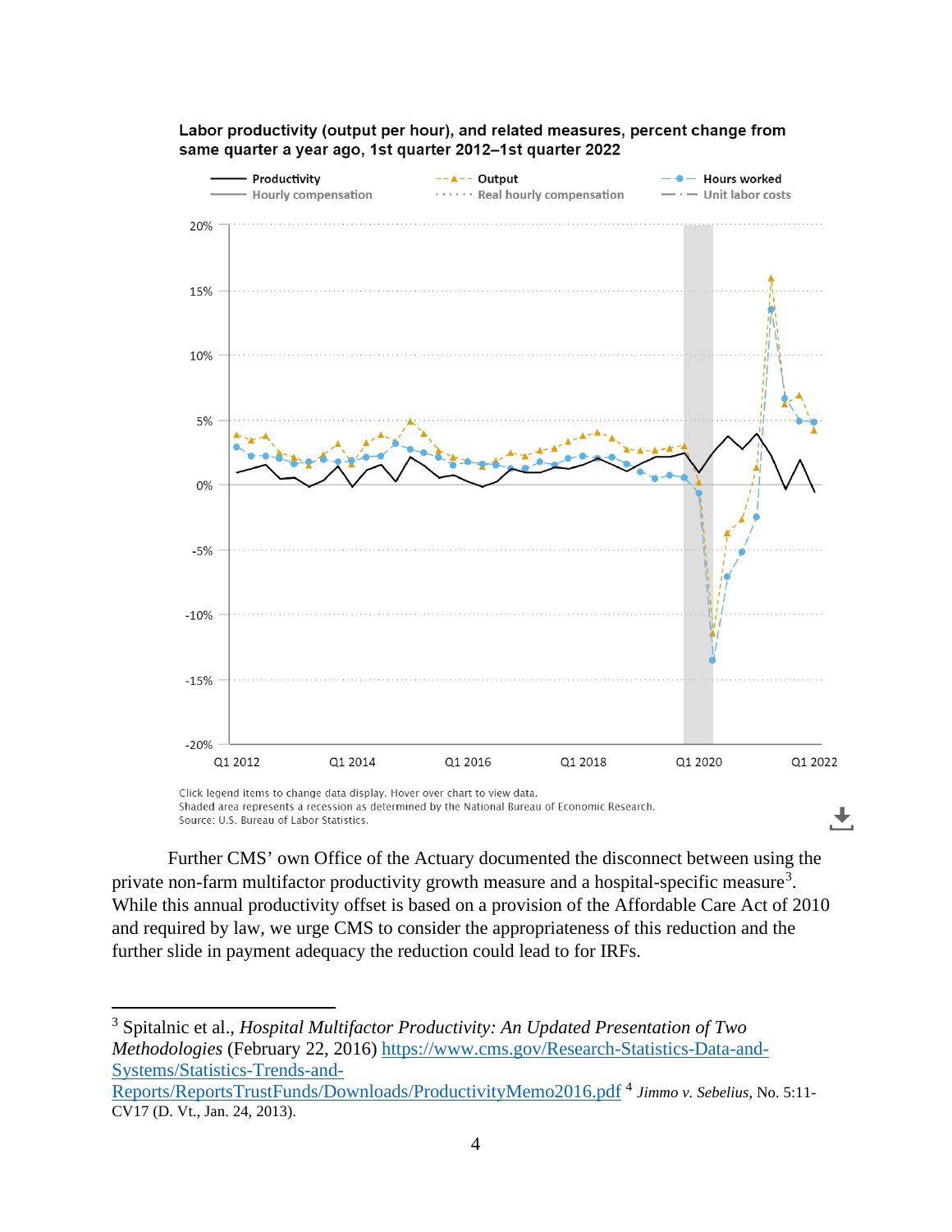**Labor productivity (output per hour), and related measures, percent change from same quarter a year ago, 1st quarter 2012–1st quarter 2022**

Productivity | Output | Hours worked
Hourly compensation | Real hourly compensation | Unit labor costs

Click legend items to change data display. Hover over chart to view data.
Shaded area represents a recession as determined by the National Bureau of Economic Research.
Source: U.S. Bureau of Labor Statistics.

Further CMS' own Office of the Actuary documented the disconnect between using the private non-farm multifactor productivity growth measure and a hospital-specific measure[3]. While this annual productivity offset is based on a provision of the Affordable Care Act of 2010 and required by law, we urge CMS to consider the appropriateness of this reduction and the further slide in payment adequacy the reduction could lead to for IRFs.

---

[3] Spitalnic et al., *Hospital Multifactor Productivity: An Updated Presentation of Two Methodologies* (February 22, 2016) https://www.cms.gov/Research-Statistics-Data-and-Systems/Statistics-Trends-and-Reports/ReportsTrustFunds/Downloads/ProductivityMemo2016.pdf [4] *Jimmo v. Sebelius*, No. 5:11-CV17 (D. Vt., Jan. 24, 2013).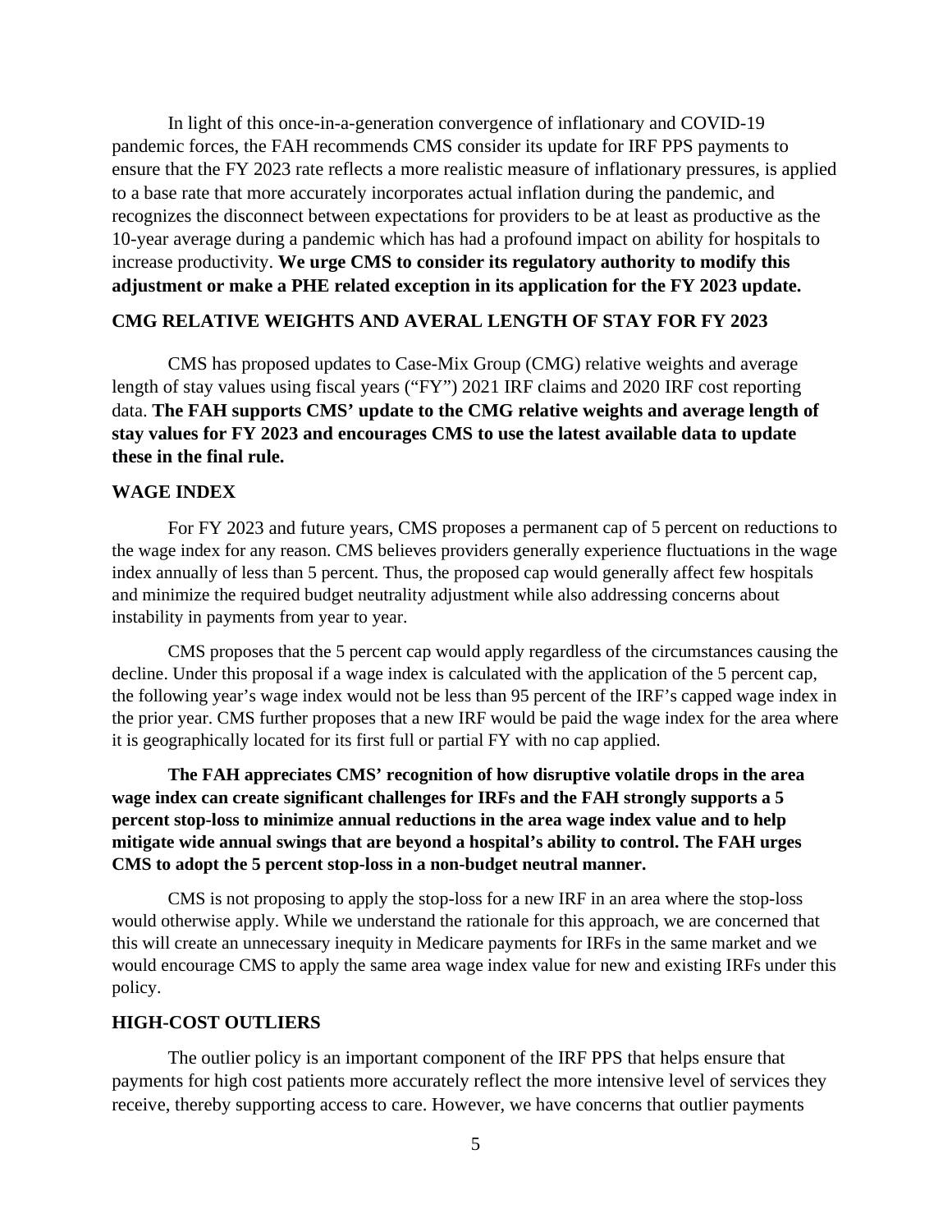In light of this once-in-a-generation convergence of inflationary and COVID-19 pandemic forces, the FAH recommends CMS consider its update for IRF PPS payments to ensure that the FY 2023 rate reflects a more realistic measure of inflationary pressures, is applied to a base rate that more accurately incorporates actual inflation during the pandemic, and recognizes the disconnect between expectations for providers to be at least as productive as the 10-year average during a pandemic which has had a profound impact on ability for hospitals to increase productivity. **We urge CMS to consider its regulatory authority to modify this adjustment or make a PHE related exception in its application for the FY 2023 update.**

## CMG RELATIVE WEIGHTS AND AVERAL LENGTH OF STAY FOR FY 2023

CMS has proposed updates to Case-Mix Group (CMG) relative weights and average length of stay values using fiscal years ("FY") 2021 IRF claims and 2020 IRF cost reporting data. **The FAH supports CMS' update to the CMG relative weights and average length of stay values for FY 2023 and encourages CMS to use the latest available data to update these in the final rule.**

## WAGE INDEX

For FY 2023 and future years, CMS proposes a permanent cap of 5 percent on reductions to the wage index for any reason. CMS believes providers generally experience fluctuations in the wage index annually of less than 5 percent. Thus, the proposed cap would generally affect few hospitals and minimize the required budget neutrality adjustment while also addressing concerns about instability in payments from year to year.

CMS proposes that the 5 percent cap would apply regardless of the circumstances causing the decline. Under this proposal if a wage index is calculated with the application of the 5 percent cap, the following year's wage index would not be less than 95 percent of the IRF's capped wage index in the prior year. CMS further proposes that a new IRF would be paid the wage index for the area where it is geographically located for its first full or partial FY with no cap applied.

**The FAH appreciates CMS' recognition of how disruptive volatile drops in the area wage index can create significant challenges for IRFs and the FAH strongly supports a 5 percent stop-loss to minimize annual reductions in the area wage index value and to help mitigate wide annual swings that are beyond a hospital's ability to control. The FAH urges CMS to adopt the 5 percent stop-loss in a non-budget neutral manner.**

CMS is not proposing to apply the stop-loss for a new IRF in an area where the stop-loss would otherwise apply. While we understand the rationale for this approach, we are concerned that this will create an unnecessary inequity in Medicare payments for IRFs in the same market and we would encourage CMS to apply the same area wage index value for new and existing IRFs under this policy.

## HIGH-COST OUTLIERS

The outlier policy is an important component of the IRF PPS that helps ensure that payments for high cost patients more accurately reflect the more intensive level of services they receive, thereby supporting access to care. However, we have concerns that outlier payments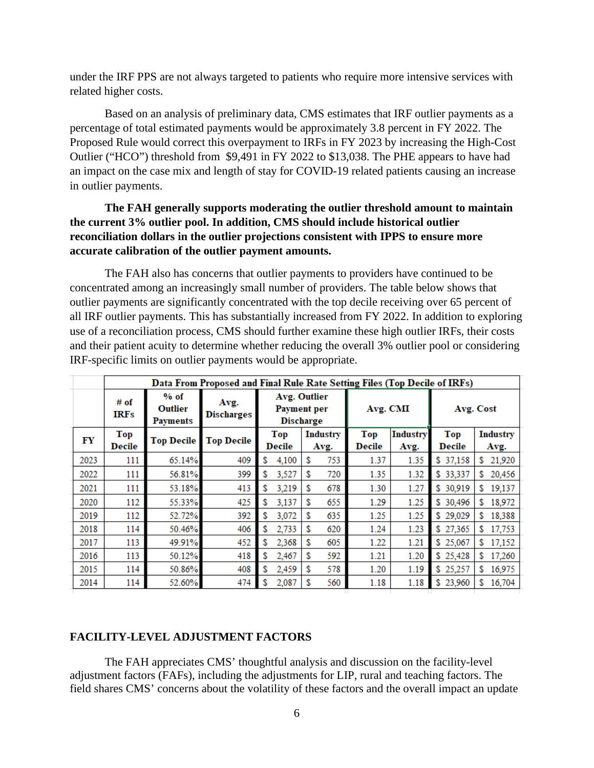under the IRF PPS are not always targeted to patients who require more intensive services with related higher costs.

Based on an analysis of preliminary data, CMS estimates that IRF outlier payments as a percentage of total estimated payments would be approximately 3.8 percent in FY 2022. The Proposed Rule would correct this overpayment to IRFs in FY 2023 by increasing the High-Cost Outlier ("HCO") threshold from $9,491 in FY 2022 to $13,038. The PHE appears to have had an impact on the case mix and length of stay for COVID-19 related patients causing an increase in outlier payments.

**The FAH generally supports moderating the outlier threshold amount to maintain the current 3% outlier pool. In addition, CMS should include historical outlier reconciliation dollars in the outlier projections consistent with IPPS to ensure more accurate calibration of the outlier payment amounts.**

The FAH also has concerns that outlier payments to providers have continued to be concentrated among an increasingly small number of providers. The table below shows that outlier payments are significantly concentrated with the top decile receiving over 65 percent of all IRF outlier payments. This has substantially increased from FY 2022. In addition to exploring use of a reconciliation process, CMS should further examine these high outlier IRFs, their costs and their patient acuity to determine whether reducing the overall 3% outlier pool or considering IRF-specific limits on outlier payments would be appropriate.

| | Data From Proposed and Final Rule Rate Setting Files (Top Decile of IRFs) | | | | | | | | |
|---|---|---|---|---|---|---|---|---|---|
| | # of IRFs | % of Outlier Payments | Avg. Discharges | Avg. Outlier Payment per Discharge | | Avg. CMI | | Avg. Cost | |
| FY | Top Decile | Top Decile | Top Decile | Top Decile | Industry Avg. | Top Decile | Industry Avg. | Top Decile | Industry Avg. |
| 2023 | 111 | 65.14% | 409 | $ 4,100 | $ 753 | 1.37 | 1.35 | $ 37,158 | $ 21,920 |
| 2022 | 111 | 56.81% | 399 | $ 3,527 | $ 720 | 1.35 | 1.32 | $ 33,337 | $ 20,456 |
| 2021 | 111 | 53.18% | 413 | $ 3,219 | $ 678 | 1.30 | 1.27 | $ 30,919 | $ 19,137 |
| 2020 | 112 | 55.33% | 425 | $ 3,137 | $ 655 | 1.29 | 1.25 | $ 30,496 | $ 18,972 |
| 2019 | 112 | 52.72% | 392 | $ 3,072 | $ 635 | 1.25 | 1.25 | $ 29,029 | $ 18,388 |
| 2018 | 114 | 50.46% | 406 | $ 2,733 | $ 620 | 1.24 | 1.23 | $ 27,365 | $ 17,753 |
| 2017 | 113 | 49.91% | 452 | $ 2,368 | $ 605 | 1.22 | 1.21 | $ 25,067 | $ 17,152 |
| 2016 | 113 | 50.12% | 418 | $ 2,467 | $ 592 | 1.21 | 1.20 | $ 25,428 | $ 17,260 |
| 2015 | 114 | 50.86% | 408 | $ 2,459 | $ 578 | 1.20 | 1.19 | $ 25,257 | $ 16,975 |
| 2014 | 114 | 52.60% | 474 | $ 2,087 | $ 560 | 1.18 | 1.18 | $ 23,960 | $ 16,704 |

## FACILITY-LEVEL ADJUSTMENT FACTORS

The FAH appreciates CMS' thoughtful analysis and discussion on the facility-level adjustment factors (FAFs), including the adjustments for LIP, rural and teaching factors. The field shares CMS' concerns about the volatility of these factors and the overall impact an update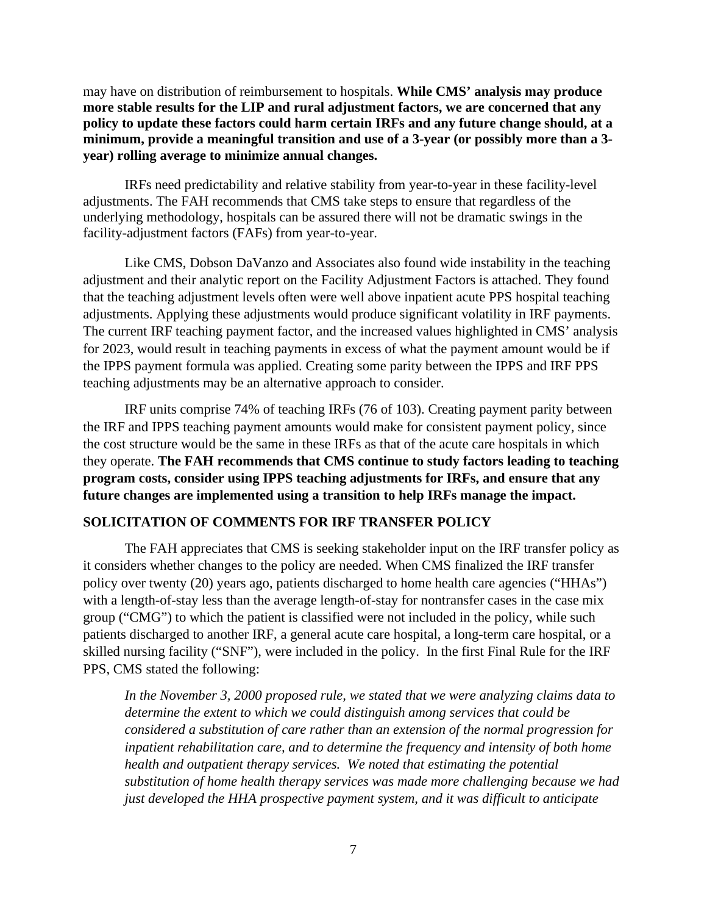may have on distribution of reimbursement to hospitals. **While CMS' analysis may produce more stable results for the LIP and rural adjustment factors, we are concerned that any policy to update these factors could harm certain IRFs and any future change should, at a minimum, provide a meaningful transition and use of a 3-year (or possibly more than a 3-year) rolling average to minimize annual changes.**

IRFs need predictability and relative stability from year-to-year in these facility-level adjustments. The FAH recommends that CMS take steps to ensure that regardless of the underlying methodology, hospitals can be assured there will not be dramatic swings in the facility-adjustment factors (FAFs) from year-to-year.

Like CMS, Dobson DaVanzo and Associates also found wide instability in the teaching adjustment and their analytic report on the Facility Adjustment Factors is attached. They found that the teaching adjustment levels often were well above inpatient acute PPS hospital teaching adjustments. Applying these adjustments would produce significant volatility in IRF payments. The current IRF teaching payment factor, and the increased values highlighted in CMS' analysis for 2023, would result in teaching payments in excess of what the payment amount would be if the IPPS payment formula was applied. Creating some parity between the IPPS and IRF PPS teaching adjustments may be an alternative approach to consider.

IRF units comprise 74% of teaching IRFs (76 of 103). Creating payment parity between the IRF and IPPS teaching payment amounts would make for consistent payment policy, since the cost structure would be the same in these IRFs as that of the acute care hospitals in which they operate. **The FAH recommends that CMS continue to study factors leading to teaching program costs, consider using IPPS teaching adjustments for IRFs, and ensure that any future changes are implemented using a transition to help IRFs manage the impact.**

## SOLICITATION OF COMMENTS FOR IRF TRANSFER POLICY

The FAH appreciates that CMS is seeking stakeholder input on the IRF transfer policy as it considers whether changes to the policy are needed. When CMS finalized the IRF transfer policy over twenty (20) years ago, patients discharged to home health care agencies ("HHAs") with a length-of-stay less than the average length-of-stay for nontransfer cases in the case mix group ("CMG") to which the patient is classified were not included in the policy, while such patients discharged to another IRF, a general acute care hospital, a long-term care hospital, or a skilled nursing facility ("SNF"), were included in the policy. In the first Final Rule for the IRF PPS, CMS stated the following:

> *In the November 3, 2000 proposed rule, we stated that we were analyzing claims data to determine the extent to which we could distinguish among services that could be considered a substitution of care rather than an extension of the normal progression for inpatient rehabilitation care, and to determine the frequency and intensity of both home health and outpatient therapy services. We noted that estimating the potential substitution of home health therapy services was made more challenging because we had just developed the HHA prospective payment system, and it was difficult to anticipate*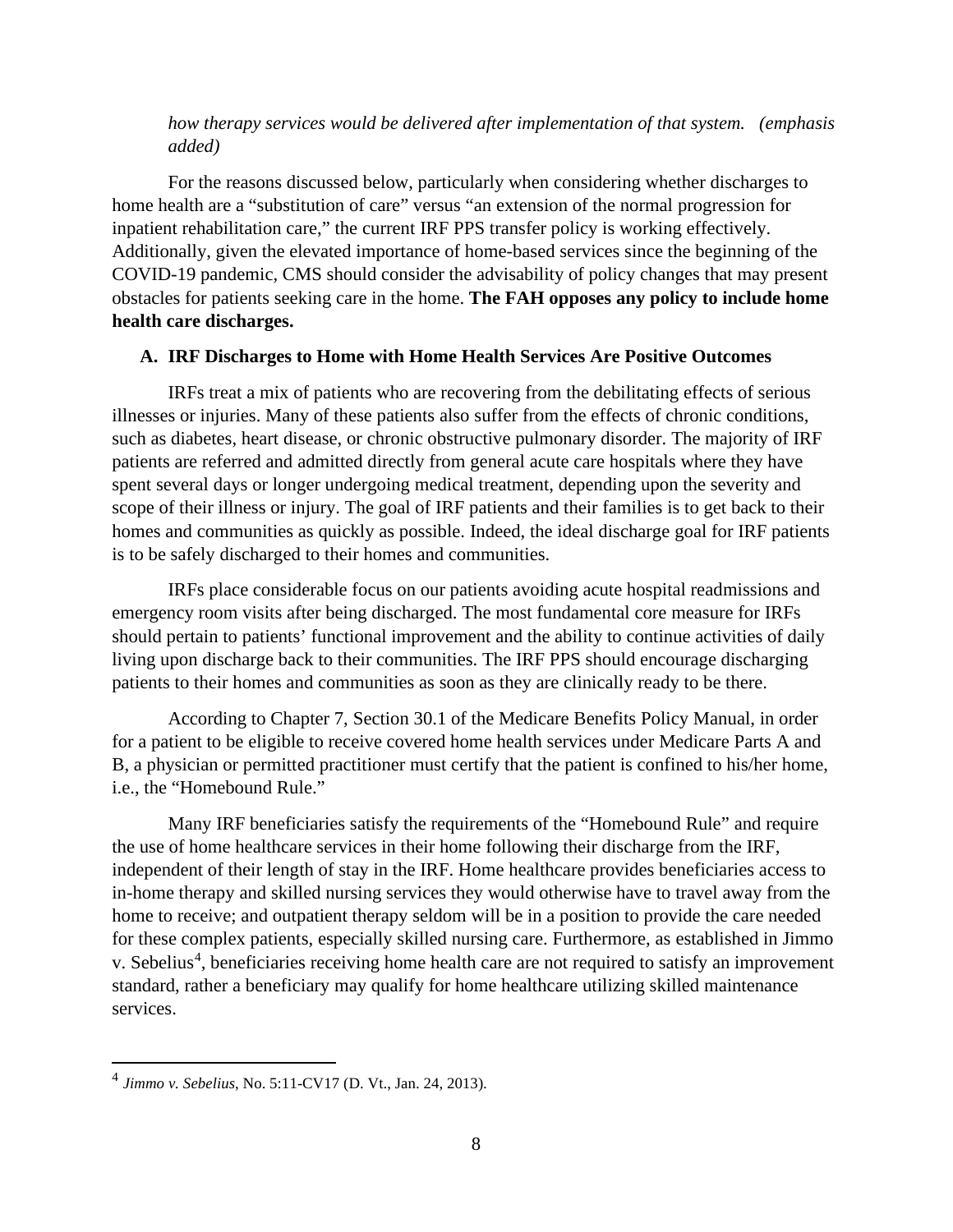*how therapy services would be delivered after implementation of that system. (emphasis added)*

For the reasons discussed below, particularly when considering whether discharges to home health are a "substitution of care" versus "an extension of the normal progression for inpatient rehabilitation care," the current IRF PPS transfer policy is working effectively. Additionally, given the elevated importance of home-based services since the beginning of the COVID-19 pandemic, CMS should consider the advisability of policy changes that may present obstacles for patients seeking care in the home. **The FAH opposes any policy to include home health care discharges.**

### A. IRF Discharges to Home with Home Health Services Are Positive Outcomes

IRFs treat a mix of patients who are recovering from the debilitating effects of serious illnesses or injuries. Many of these patients also suffer from the effects of chronic conditions, such as diabetes, heart disease, or chronic obstructive pulmonary disorder. The majority of IRF patients are referred and admitted directly from general acute care hospitals where they have spent several days or longer undergoing medical treatment, depending upon the severity and scope of their illness or injury. The goal of IRF patients and their families is to get back to their homes and communities as quickly as possible. Indeed, the ideal discharge goal for IRF patients is to be safely discharged to their homes and communities.

IRFs place considerable focus on our patients avoiding acute hospital readmissions and emergency room visits after being discharged. The most fundamental core measure for IRFs should pertain to patients' functional improvement and the ability to continue activities of daily living upon discharge back to their communities. The IRF PPS should encourage discharging patients to their homes and communities as soon as they are clinically ready to be there.

According to Chapter 7, Section 30.1 of the Medicare Benefits Policy Manual, in order for a patient to be eligible to receive covered home health services under Medicare Parts A and B, a physician or permitted practitioner must certify that the patient is confined to his/her home, i.e., the "Homebound Rule."

Many IRF beneficiaries satisfy the requirements of the "Homebound Rule" and require the use of home healthcare services in their home following their discharge from the IRF, independent of their length of stay in the IRF. Home healthcare provides beneficiaries access to in-home therapy and skilled nursing services they would otherwise have to travel away from the home to receive; and outpatient therapy seldom will be in a position to provide the care needed for these complex patients, especially skilled nursing care. Furthermore, as established in Jimmo v. Sebelius[4], beneficiaries receiving home health care are not required to satisfy an improvement standard, rather a beneficiary may qualify for home healthcare utilizing skilled maintenance services.

---

[4] *Jimmo v. Sebelius*, No. 5:11-CV17 (D. Vt., Jan. 24, 2013).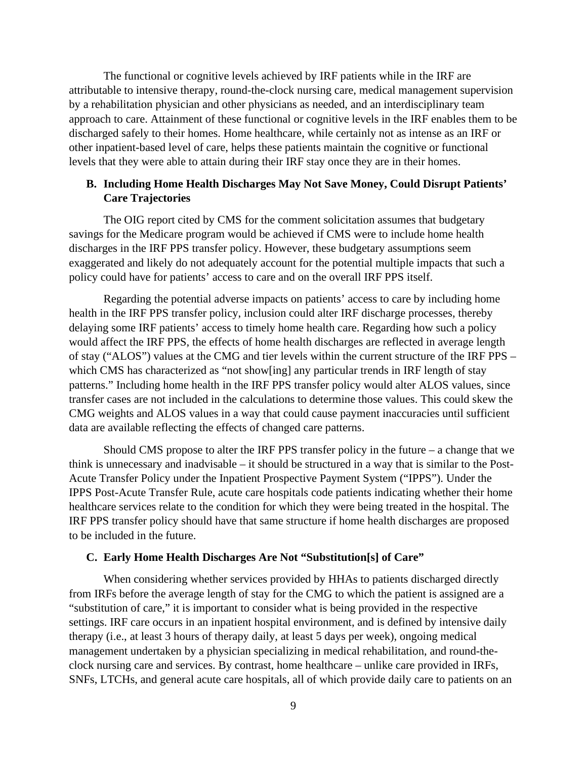The functional or cognitive levels achieved by IRF patients while in the IRF are attributable to intensive therapy, round-the-clock nursing care, medical management supervision by a rehabilitation physician and other physicians as needed, and an interdisciplinary team approach to care. Attainment of these functional or cognitive levels in the IRF enables them to be discharged safely to their homes. Home healthcare, while certainly not as intense as an IRF or other inpatient-based level of care, helps these patients maintain the cognitive or functional levels that they were able to attain during their IRF stay once they are in their homes.

### B. Including Home Health Discharges May Not Save Money, Could Disrupt Patients' Care Trajectories

The OIG report cited by CMS for the comment solicitation assumes that budgetary savings for the Medicare program would be achieved if CMS were to include home health discharges in the IRF PPS transfer policy. However, these budgetary assumptions seem exaggerated and likely do not adequately account for the potential multiple impacts that such a policy could have for patients' access to care and on the overall IRF PPS itself.

Regarding the potential adverse impacts on patients' access to care by including home health in the IRF PPS transfer policy, inclusion could alter IRF discharge processes, thereby delaying some IRF patients' access to timely home health care. Regarding how such a policy would affect the IRF PPS, the effects of home health discharges are reflected in average length of stay ("ALOS") values at the CMG and tier levels within the current structure of the IRF PPS – which CMS has characterized as "not show[ing] any particular trends in IRF length of stay patterns." Including home health in the IRF PPS transfer policy would alter ALOS values, since transfer cases are not included in the calculations to determine those values. This could skew the CMG weights and ALOS values in a way that could cause payment inaccuracies until sufficient data are available reflecting the effects of changed care patterns.

Should CMS propose to alter the IRF PPS transfer policy in the future – a change that we think is unnecessary and inadvisable – it should be structured in a way that is similar to the Post-Acute Transfer Policy under the Inpatient Prospective Payment System ("IPPS"). Under the IPPS Post-Acute Transfer Rule, acute care hospitals code patients indicating whether their home healthcare services relate to the condition for which they were being treated in the hospital. The IRF PPS transfer policy should have that same structure if home health discharges are proposed to be included in the future.

### C. Early Home Health Discharges Are Not "Substitution[s] of Care"

When considering whether services provided by HHAs to patients discharged directly from IRFs before the average length of stay for the CMG to which the patient is assigned are a "substitution of care," it is important to consider what is being provided in the respective settings. IRF care occurs in an inpatient hospital environment, and is defined by intensive daily therapy (i.e., at least 3 hours of therapy daily, at least 5 days per week), ongoing medical management undertaken by a physician specializing in medical rehabilitation, and round-the-clock nursing care and services. By contrast, home healthcare – unlike care provided in IRFs, SNFs, LTCHs, and general acute care hospitals, all of which provide daily care to patients on an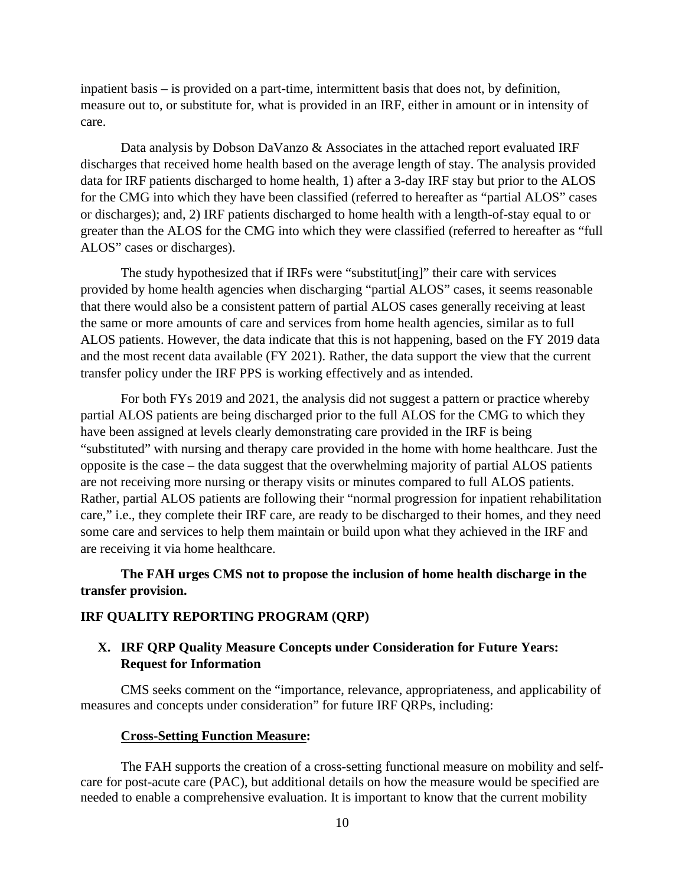inpatient basis – is provided on a part-time, intermittent basis that does not, by definition, measure out to, or substitute for, what is provided in an IRF, either in amount or in intensity of care.

Data analysis by Dobson DaVanzo & Associates in the attached report evaluated IRF discharges that received home health based on the average length of stay. The analysis provided data for IRF patients discharged to home health, 1) after a 3-day IRF stay but prior to the ALOS for the CMG into which they have been classified (referred to hereafter as "partial ALOS" cases or discharges); and, 2) IRF patients discharged to home health with a length-of-stay equal to or greater than the ALOS for the CMG into which they were classified (referred to hereafter as "full ALOS" cases or discharges).

The study hypothesized that if IRFs were "substitut[ing]" their care with services provided by home health agencies when discharging "partial ALOS" cases, it seems reasonable that there would also be a consistent pattern of partial ALOS cases generally receiving at least the same or more amounts of care and services from home health agencies, similar as to full ALOS patients. However, the data indicate that this is not happening, based on the FY 2019 data and the most recent data available (FY 2021). Rather, the data support the view that the current transfer policy under the IRF PPS is working effectively and as intended.

For both FYs 2019 and 2021, the analysis did not suggest a pattern or practice whereby partial ALOS patients are being discharged prior to the full ALOS for the CMG to which they have been assigned at levels clearly demonstrating care provided in the IRF is being "substituted" with nursing and therapy care provided in the home with home healthcare. Just the opposite is the case – the data suggest that the overwhelming majority of partial ALOS patients are not receiving more nursing or therapy visits or minutes compared to full ALOS patients. Rather, partial ALOS patients are following their "normal progression for inpatient rehabilitation care," i.e., they complete their IRF care, are ready to be discharged to their homes, and they need some care and services to help them maintain or build upon what they achieved in the IRF and are receiving it via home healthcare.

**The FAH urges CMS not to propose the inclusion of home health discharge in the transfer provision.**

## IRF QUALITY REPORTING PROGRAM (QRP)

### X. IRF QRP Quality Measure Concepts under Consideration for Future Years: Request for Information

CMS seeks comment on the "importance, relevance, appropriateness, and applicability of measures and concepts under consideration" for future IRF QRPs, including:

**Cross-Setting Function Measure:**

The FAH supports the creation of a cross-setting functional measure on mobility and self-care for post-acute care (PAC), but additional details on how the measure would be specified are needed to enable a comprehensive evaluation. It is important to know that the current mobility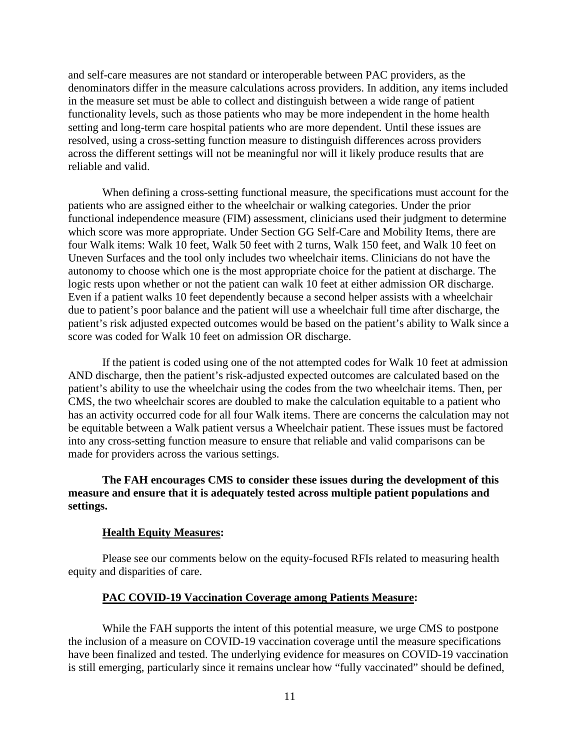and self-care measures are not standard or interoperable between PAC providers, as the denominators differ in the measure calculations across providers. In addition, any items included in the measure set must be able to collect and distinguish between a wide range of patient functionality levels, such as those patients who may be more independent in the home health setting and long-term care hospital patients who are more dependent. Until these issues are resolved, using a cross-setting function measure to distinguish differences across providers across the different settings will not be meaningful nor will it likely produce results that are reliable and valid.

When defining a cross-setting functional measure, the specifications must account for the patients who are assigned either to the wheelchair or walking categories. Under the prior functional independence measure (FIM) assessment, clinicians used their judgment to determine which score was more appropriate. Under Section GG Self-Care and Mobility Items, there are four Walk items: Walk 10 feet, Walk 50 feet with 2 turns, Walk 150 feet, and Walk 10 feet on Uneven Surfaces and the tool only includes two wheelchair items. Clinicians do not have the autonomy to choose which one is the most appropriate choice for the patient at discharge. The logic rests upon whether or not the patient can walk 10 feet at either admission OR discharge. Even if a patient walks 10 feet dependently because a second helper assists with a wheelchair due to patient's poor balance and the patient will use a wheelchair full time after discharge, the patient's risk adjusted expected outcomes would be based on the patient's ability to Walk since a score was coded for Walk 10 feet on admission OR discharge.

If the patient is coded using one of the not attempted codes for Walk 10 feet at admission AND discharge, then the patient's risk-adjusted expected outcomes are calculated based on the patient's ability to use the wheelchair using the codes from the two wheelchair items. Then, per CMS, the two wheelchair scores are doubled to make the calculation equitable to a patient who has an activity occurred code for all four Walk items. There are concerns the calculation may not be equitable between a Walk patient versus a Wheelchair patient. These issues must be factored into any cross-setting function measure to ensure that reliable and valid comparisons can be made for providers across the various settings.

**The FAH encourages CMS to consider these issues during the development of this measure and ensure that it is adequately tested across multiple patient populations and settings.**

**Health Equity Measures:**

Please see our comments below on the equity-focused RFIs related to measuring health equity and disparities of care.

**PAC COVID-19 Vaccination Coverage among Patients Measure:**

While the FAH supports the intent of this potential measure, we urge CMS to postpone the inclusion of a measure on COVID-19 vaccination coverage until the measure specifications have been finalized and tested. The underlying evidence for measures on COVID-19 vaccination is still emerging, particularly since it remains unclear how "fully vaccinated" should be defined,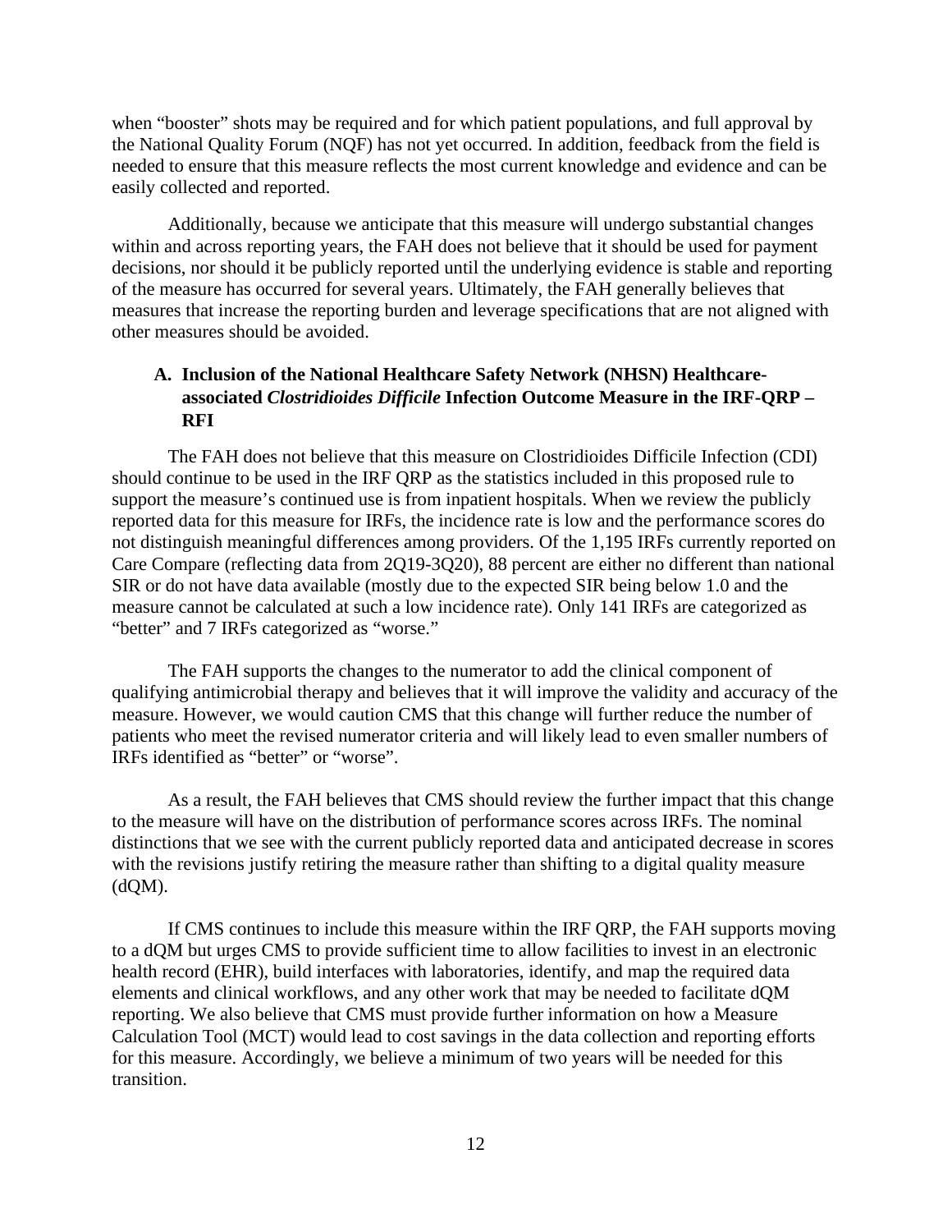when "booster" shots may be required and for which patient populations, and full approval by the National Quality Forum (NQF) has not yet occurred. In addition, feedback from the field is needed to ensure that this measure reflects the most current knowledge and evidence and can be easily collected and reported.

Additionally, because we anticipate that this measure will undergo substantial changes within and across reporting years, the FAH does not believe that it should be used for payment decisions, nor should it be publicly reported until the underlying evidence is stable and reporting of the measure has occurred for several years. Ultimately, the FAH generally believes that measures that increase the reporting burden and leverage specifications that are not aligned with other measures should be avoided.

### A. Inclusion of the National Healthcare Safety Network (NHSN) Healthcare-associated *Clostridioides Difficile* Infection Outcome Measure in the IRF-QRP – RFI

The FAH does not believe that this measure on Clostridioides Difficile Infection (CDI) should continue to be used in the IRF QRP as the statistics included in this proposed rule to support the measure's continued use is from inpatient hospitals. When we review the publicly reported data for this measure for IRFs, the incidence rate is low and the performance scores do not distinguish meaningful differences among providers. Of the 1,195 IRFs currently reported on Care Compare (reflecting data from 2Q19-3Q20), 88 percent are either no different than national SIR or do not have data available (mostly due to the expected SIR being below 1.0 and the measure cannot be calculated at such a low incidence rate). Only 141 IRFs are categorized as "better" and 7 IRFs categorized as "worse."

The FAH supports the changes to the numerator to add the clinical component of qualifying antimicrobial therapy and believes that it will improve the validity and accuracy of the measure. However, we would caution CMS that this change will further reduce the number of patients who meet the revised numerator criteria and will likely lead to even smaller numbers of IRFs identified as "better" or "worse".

As a result, the FAH believes that CMS should review the further impact that this change to the measure will have on the distribution of performance scores across IRFs. The nominal distinctions that we see with the current publicly reported data and anticipated decrease in scores with the revisions justify retiring the measure rather than shifting to a digital quality measure (dQM).

If CMS continues to include this measure within the IRF QRP, the FAH supports moving to a dQM but urges CMS to provide sufficient time to allow facilities to invest in an electronic health record (EHR), build interfaces with laboratories, identify, and map the required data elements and clinical workflows, and any other work that may be needed to facilitate dQM reporting. We also believe that CMS must provide further information on how a Measure Calculation Tool (MCT) would lead to cost savings in the data collection and reporting efforts for this measure. Accordingly, we believe a minimum of two years will be needed for this transition.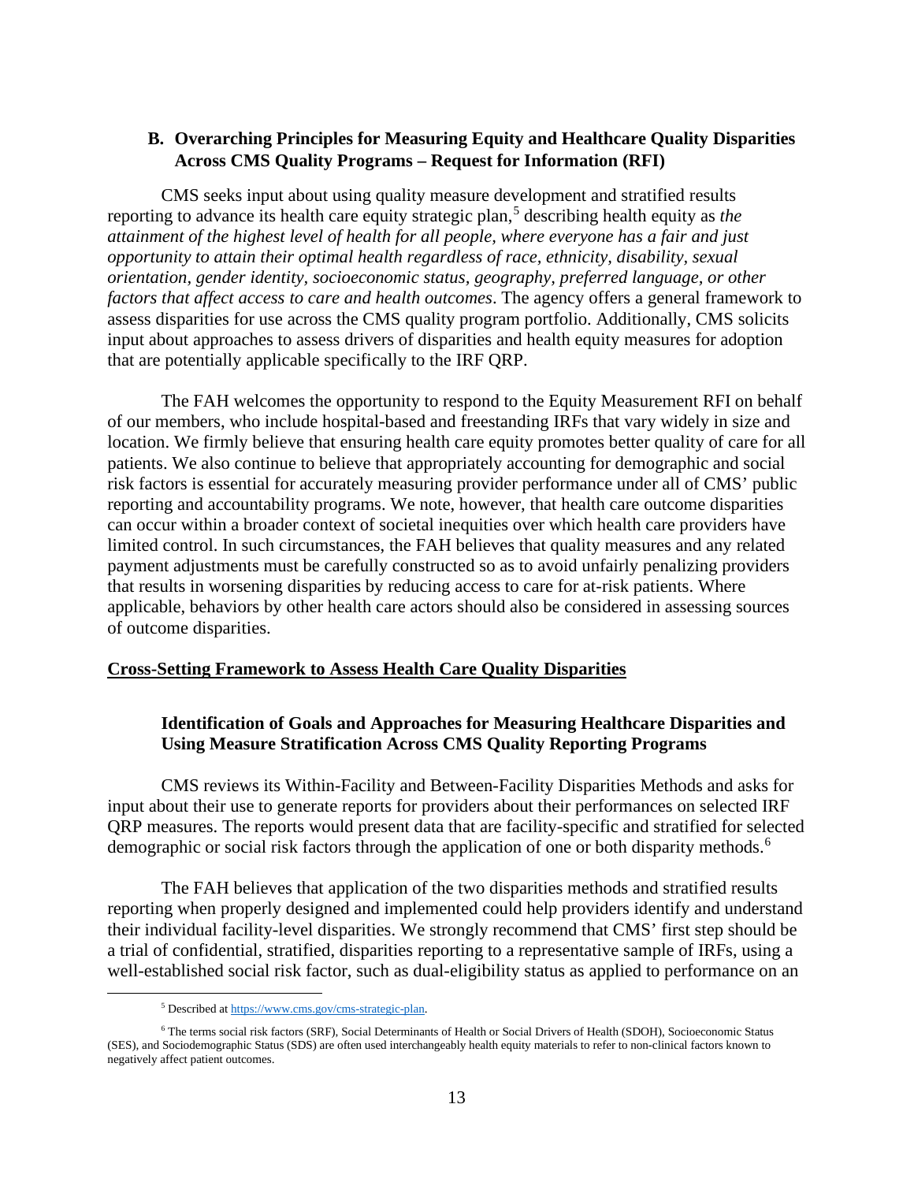### B. Overarching Principles for Measuring Equity and Healthcare Quality Disparities Across CMS Quality Programs – Request for Information (RFI)

CMS seeks input about using quality measure development and stratified results reporting to advance its health care equity strategic plan,[5] describing health equity as *the attainment of the highest level of health for all people, where everyone has a fair and just opportunity to attain their optimal health regardless of race, ethnicity, disability, sexual orientation, gender identity, socioeconomic status, geography, preferred language, or other factors that affect access to care and health outcomes*. The agency offers a general framework to assess disparities for use across the CMS quality program portfolio. Additionally, CMS solicits input about approaches to assess drivers of disparities and health equity measures for adoption that are potentially applicable specifically to the IRF QRP.

The FAH welcomes the opportunity to respond to the Equity Measurement RFI on behalf of our members, who include hospital-based and freestanding IRFs that vary widely in size and location. We firmly believe that ensuring health care equity promotes better quality of care for all patients. We also continue to believe that appropriately accounting for demographic and social risk factors is essential for accurately measuring provider performance under all of CMS' public reporting and accountability programs. We note, however, that health care outcome disparities can occur within a broader context of societal inequities over which health care providers have limited control. In such circumstances, the FAH believes that quality measures and any related payment adjustments must be carefully constructed so as to avoid unfairly penalizing providers that results in worsening disparities by reducing access to care for at-risk patients. Where applicable, behaviors by other health care actors should also be considered in assessing sources of outcome disparities.

<u>**Cross-Setting Framework to Assess Health Care Quality Disparities**</u>

#### Identification of Goals and Approaches for Measuring Healthcare Disparities and Using Measure Stratification Across CMS Quality Reporting Programs

CMS reviews its Within-Facility and Between-Facility Disparities Methods and asks for input about their use to generate reports for providers about their performances on selected IRF QRP measures. The reports would present data that are facility-specific and stratified for selected demographic or social risk factors through the application of one or both disparity methods.[6]

The FAH believes that application of the two disparities methods and stratified results reporting when properly designed and implemented could help providers identify and understand their individual facility-level disparities. We strongly recommend that CMS' first step should be a trial of confidential, stratified, disparities reporting to a representative sample of IRFs, using a well-established social risk factor, such as dual-eligibility status as applied to performance on an

---

[5] Described at https://www.cms.gov/cms-strategic-plan.

[6] The terms social risk factors (SRF), Social Determinants of Health or Social Drivers of Health (SDOH), Socioeconomic Status (SES), and Sociodemographic Status (SDS) are often used interchangeably health equity materials to refer to non-clinical factors known to negatively affect patient outcomes.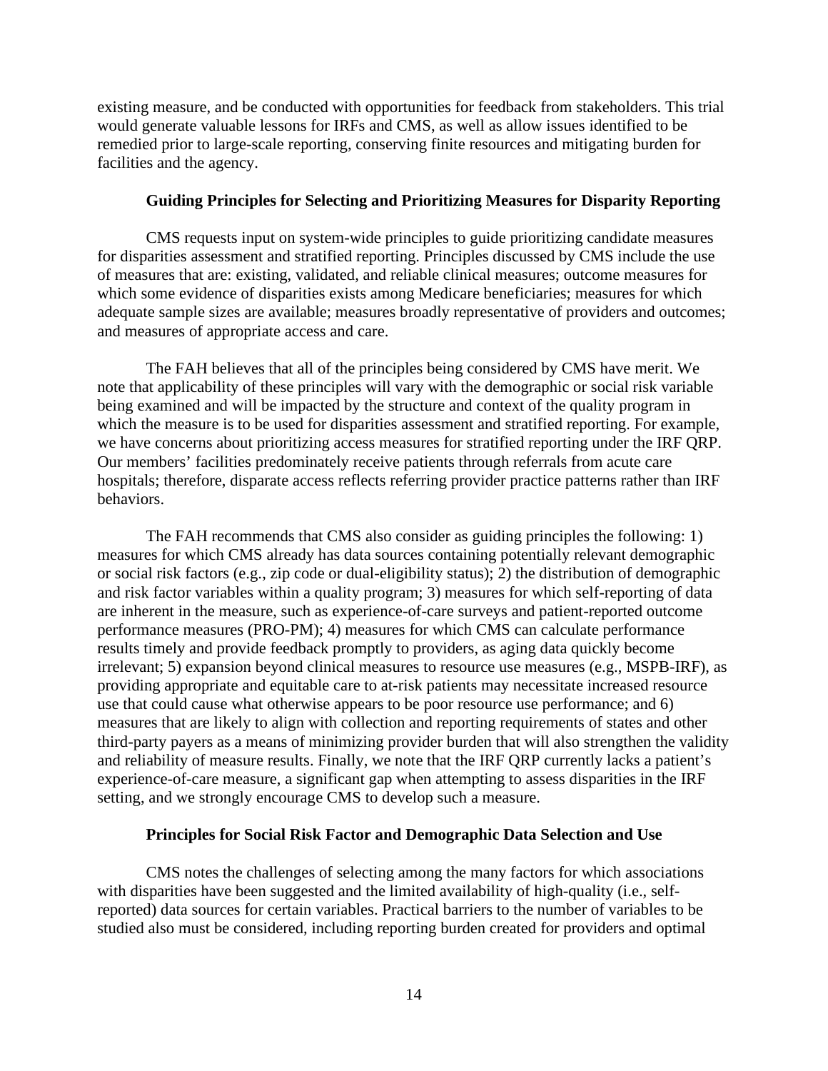existing measure, and be conducted with opportunities for feedback from stakeholders. This trial would generate valuable lessons for IRFs and CMS, as well as allow issues identified to be remedied prior to large-scale reporting, conserving finite resources and mitigating burden for facilities and the agency.

### Guiding Principles for Selecting and Prioritizing Measures for Disparity Reporting

CMS requests input on system-wide principles to guide prioritizing candidate measures for disparities assessment and stratified reporting. Principles discussed by CMS include the use of measures that are: existing, validated, and reliable clinical measures; outcome measures for which some evidence of disparities exists among Medicare beneficiaries; measures for which adequate sample sizes are available; measures broadly representative of providers and outcomes; and measures of appropriate access and care.

The FAH believes that all of the principles being considered by CMS have merit. We note that applicability of these principles will vary with the demographic or social risk variable being examined and will be impacted by the structure and context of the quality program in which the measure is to be used for disparities assessment and stratified reporting. For example, we have concerns about prioritizing access measures for stratified reporting under the IRF QRP. Our members' facilities predominately receive patients through referrals from acute care hospitals; therefore, disparate access reflects referring provider practice patterns rather than IRF behaviors.

The FAH recommends that CMS also consider as guiding principles the following: 1) measures for which CMS already has data sources containing potentially relevant demographic or social risk factors (e.g., zip code or dual-eligibility status); 2) the distribution of demographic and risk factor variables within a quality program; 3) measures for which self-reporting of data are inherent in the measure, such as experience-of-care surveys and patient-reported outcome performance measures (PRO-PM); 4) measures for which CMS can calculate performance results timely and provide feedback promptly to providers, as aging data quickly become irrelevant; 5) expansion beyond clinical measures to resource use measures (e.g., MSPB-IRF), as providing appropriate and equitable care to at-risk patients may necessitate increased resource use that could cause what otherwise appears to be poor resource use performance; and 6) measures that are likely to align with collection and reporting requirements of states and other third-party payers as a means of minimizing provider burden that will also strengthen the validity and reliability of measure results. Finally, we note that the IRF QRP currently lacks a patient's experience-of-care measure, a significant gap when attempting to assess disparities in the IRF setting, and we strongly encourage CMS to develop such a measure.

### Principles for Social Risk Factor and Demographic Data Selection and Use

CMS notes the challenges of selecting among the many factors for which associations with disparities have been suggested and the limited availability of high-quality (i.e., self-reported) data sources for certain variables. Practical barriers to the number of variables to be studied also must be considered, including reporting burden created for providers and optimal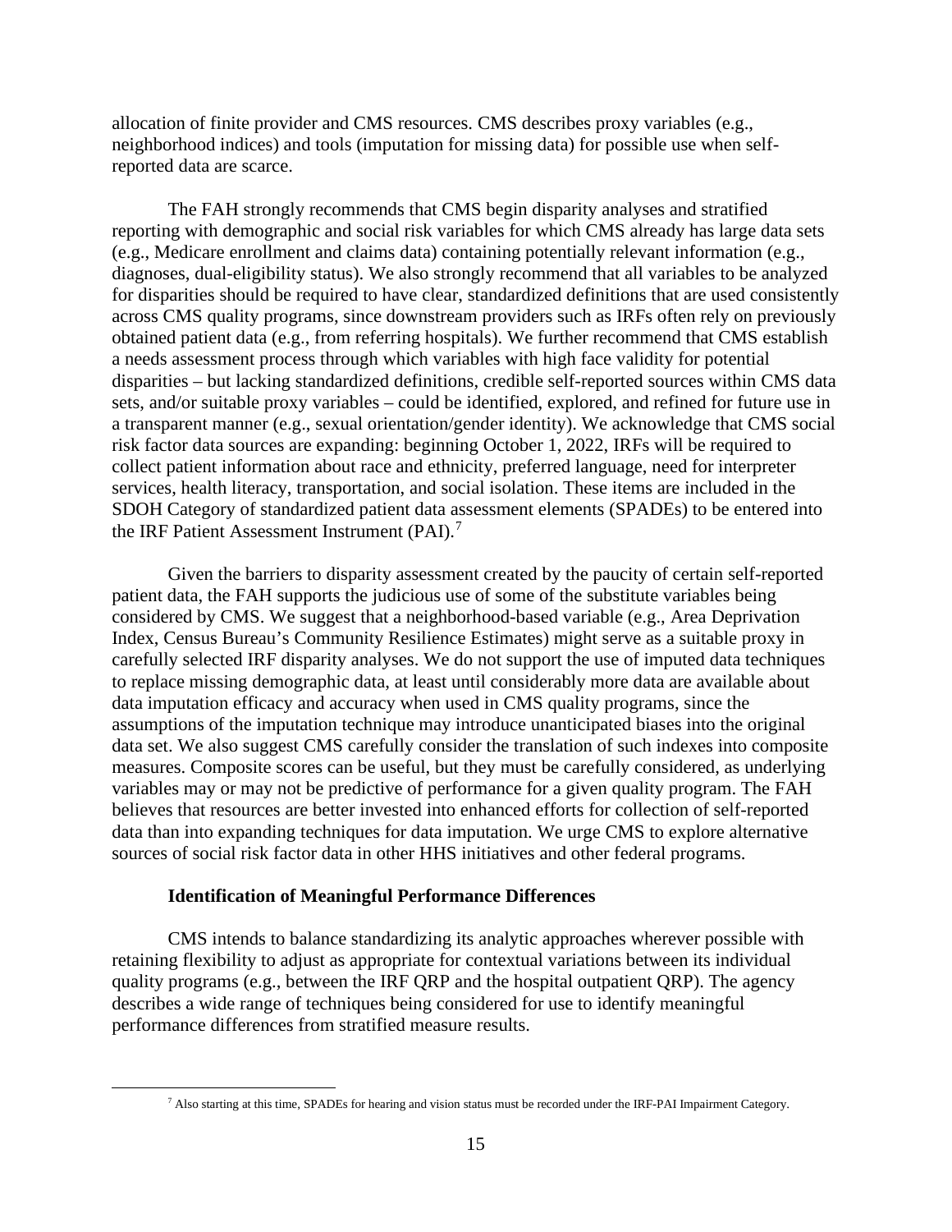allocation of finite provider and CMS resources. CMS describes proxy variables (e.g., neighborhood indices) and tools (imputation for missing data) for possible use when self-reported data are scarce.

The FAH strongly recommends that CMS begin disparity analyses and stratified reporting with demographic and social risk variables for which CMS already has large data sets (e.g., Medicare enrollment and claims data) containing potentially relevant information (e.g., diagnoses, dual-eligibility status). We also strongly recommend that all variables to be analyzed for disparities should be required to have clear, standardized definitions that are used consistently across CMS quality programs, since downstream providers such as IRFs often rely on previously obtained patient data (e.g., from referring hospitals). We further recommend that CMS establish a needs assessment process through which variables with high face validity for potential disparities – but lacking standardized definitions, credible self-reported sources within CMS data sets, and/or suitable proxy variables – could be identified, explored, and refined for future use in a transparent manner (e.g., sexual orientation/gender identity). We acknowledge that CMS social risk factor data sources are expanding: beginning October 1, 2022, IRFs will be required to collect patient information about race and ethnicity, preferred language, need for interpreter services, health literacy, transportation, and social isolation. These items are included in the SDOH Category of standardized patient data assessment elements (SPADEs) to be entered into the IRF Patient Assessment Instrument (PAI).[7]

Given the barriers to disparity assessment created by the paucity of certain self-reported patient data, the FAH supports the judicious use of some of the substitute variables being considered by CMS. We suggest that a neighborhood-based variable (e.g., Area Deprivation Index, Census Bureau's Community Resilience Estimates) might serve as a suitable proxy in carefully selected IRF disparity analyses. We do not support the use of imputed data techniques to replace missing demographic data, at least until considerably more data are available about data imputation efficacy and accuracy when used in CMS quality programs, since the assumptions of the imputation technique may introduce unanticipated biases into the original data set. We also suggest CMS carefully consider the translation of such indexes into composite measures. Composite scores can be useful, but they must be carefully considered, as underlying variables may or may not be predictive of performance for a given quality program. The FAH believes that resources are better invested into enhanced efforts for collection of self-reported data than into expanding techniques for data imputation. We urge CMS to explore alternative sources of social risk factor data in other HHS initiatives and other federal programs.

**Identification of Meaningful Performance Differences**

CMS intends to balance standardizing its analytic approaches wherever possible with retaining flexibility to adjust as appropriate for contextual variations between its individual quality programs (e.g., between the IRF QRP and the hospital outpatient QRP). The agency describes a wide range of techniques being considered for use to identify meaningful performance differences from stratified measure results.

[7] Also starting at this time, SPADEs for hearing and vision status must be recorded under the IRF-PAI Impairment Category.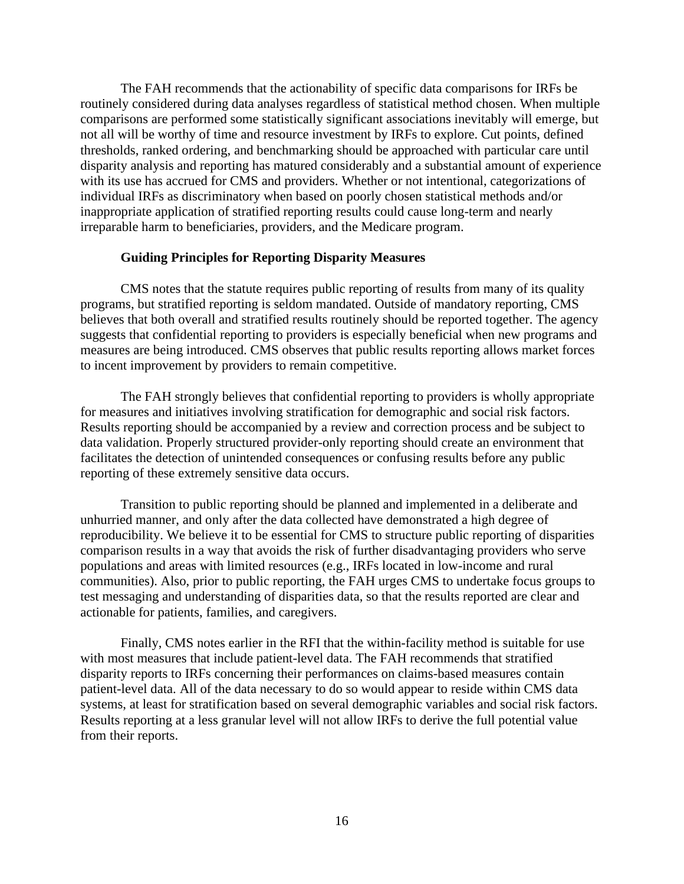The FAH recommends that the actionability of specific data comparisons for IRFs be routinely considered during data analyses regardless of statistical method chosen. When multiple comparisons are performed some statistically significant associations inevitably will emerge, but not all will be worthy of time and resource investment by IRFs to explore. Cut points, defined thresholds, ranked ordering, and benchmarking should be approached with particular care until disparity analysis and reporting has matured considerably and a substantial amount of experience with its use has accrued for CMS and providers. Whether or not intentional, categorizations of individual IRFs as discriminatory when based on poorly chosen statistical methods and/or inappropriate application of stratified reporting results could cause long-term and nearly irreparable harm to beneficiaries, providers, and the Medicare program.

**Guiding Principles for Reporting Disparity Measures**

CMS notes that the statute requires public reporting of results from many of its quality programs, but stratified reporting is seldom mandated. Outside of mandatory reporting, CMS believes that both overall and stratified results routinely should be reported together. The agency suggests that confidential reporting to providers is especially beneficial when new programs and measures are being introduced. CMS observes that public results reporting allows market forces to incent improvement by providers to remain competitive.

The FAH strongly believes that confidential reporting to providers is wholly appropriate for measures and initiatives involving stratification for demographic and social risk factors. Results reporting should be accompanied by a review and correction process and be subject to data validation. Properly structured provider-only reporting should create an environment that facilitates the detection of unintended consequences or confusing results before any public reporting of these extremely sensitive data occurs.

Transition to public reporting should be planned and implemented in a deliberate and unhurried manner, and only after the data collected have demonstrated a high degree of reproducibility. We believe it to be essential for CMS to structure public reporting of disparities comparison results in a way that avoids the risk of further disadvantaging providers who serve populations and areas with limited resources (e.g., IRFs located in low-income and rural communities). Also, prior to public reporting, the FAH urges CMS to undertake focus groups to test messaging and understanding of disparities data, so that the results reported are clear and actionable for patients, families, and caregivers.

Finally, CMS notes earlier in the RFI that the within-facility method is suitable for use with most measures that include patient-level data. The FAH recommends that stratified disparity reports to IRFs concerning their performances on claims-based measures contain patient-level data. All of the data necessary to do so would appear to reside within CMS data systems, at least for stratification based on several demographic variables and social risk factors. Results reporting at a less granular level will not allow IRFs to derive the full potential value from their reports.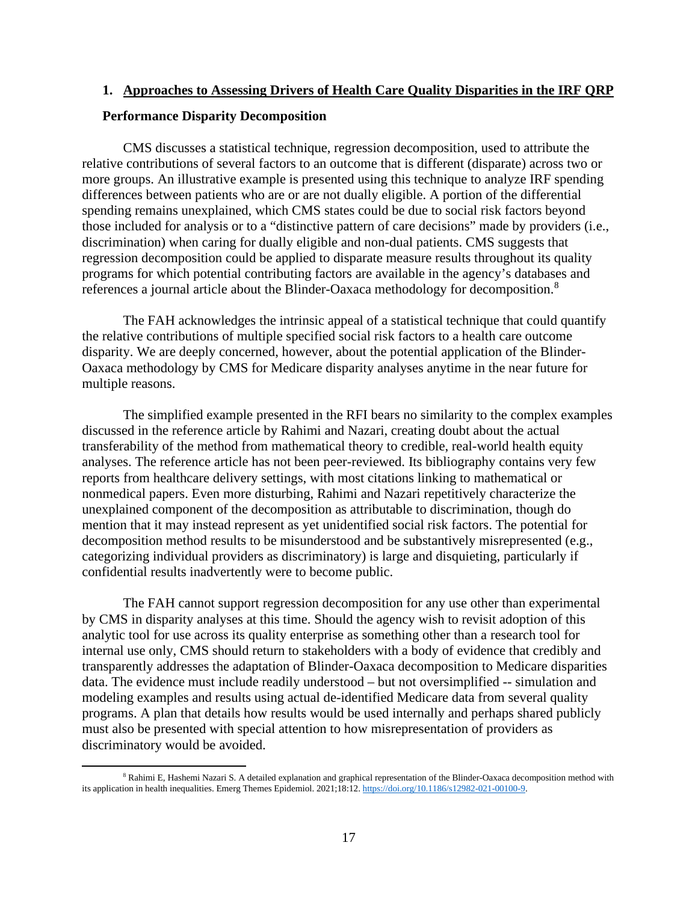## 1. Approaches to Assessing Drivers of Health Care Quality Disparities in the IRF QRP

### Performance Disparity Decomposition

CMS discusses a statistical technique, regression decomposition, used to attribute the relative contributions of several factors to an outcome that is different (disparate) across two or more groups. An illustrative example is presented using this technique to analyze IRF spending differences between patients who are or are not dually eligible. A portion of the differential spending remains unexplained, which CMS states could be due to social risk factors beyond those included for analysis or to a "distinctive pattern of care decisions" made by providers (i.e., discrimination) when caring for dually eligible and non-dual patients. CMS suggests that regression decomposition could be applied to disparate measure results throughout its quality programs for which potential contributing factors are available in the agency's databases and references a journal article about the Blinder-Oaxaca methodology for decomposition.[8]

The FAH acknowledges the intrinsic appeal of a statistical technique that could quantify the relative contributions of multiple specified social risk factors to a health care outcome disparity. We are deeply concerned, however, about the potential application of the Blinder-Oaxaca methodology by CMS for Medicare disparity analyses anytime in the near future for multiple reasons.

The simplified example presented in the RFI bears no similarity to the complex examples discussed in the reference article by Rahimi and Nazari, creating doubt about the actual transferability of the method from mathematical theory to credible, real-world health equity analyses. The reference article has not been peer-reviewed. Its bibliography contains very few reports from healthcare delivery settings, with most citations linking to mathematical or nonmedical papers. Even more disturbing, Rahimi and Nazari repetitively characterize the unexplained component of the decomposition as attributable to discrimination, though do mention that it may instead represent as yet unidentified social risk factors. The potential for decomposition method results to be misunderstood and be substantively misrepresented (e.g., categorizing individual providers as discriminatory) is large and disquieting, particularly if confidential results inadvertently were to become public.

The FAH cannot support regression decomposition for any use other than experimental by CMS in disparity analyses at this time. Should the agency wish to revisit adoption of this analytic tool for use across its quality enterprise as something other than a research tool for internal use only, CMS should return to stakeholders with a body of evidence that credibly and transparently addresses the adaptation of Blinder-Oaxaca decomposition to Medicare disparities data. The evidence must include readily understood – but not oversimplified -- simulation and modeling examples and results using actual de-identified Medicare data from several quality programs. A plan that details how results would be used internally and perhaps shared publicly must also be presented with special attention to how misrepresentation of providers as discriminatory would be avoided.

---

[8] Rahimi E, Hashemi Nazari S. A detailed explanation and graphical representation of the Blinder-Oaxaca decomposition method with its application in health inequalities. Emerg Themes Epidemiol. 2021;18:12. https://doi.org/10.1186/s12982-021-00100-9.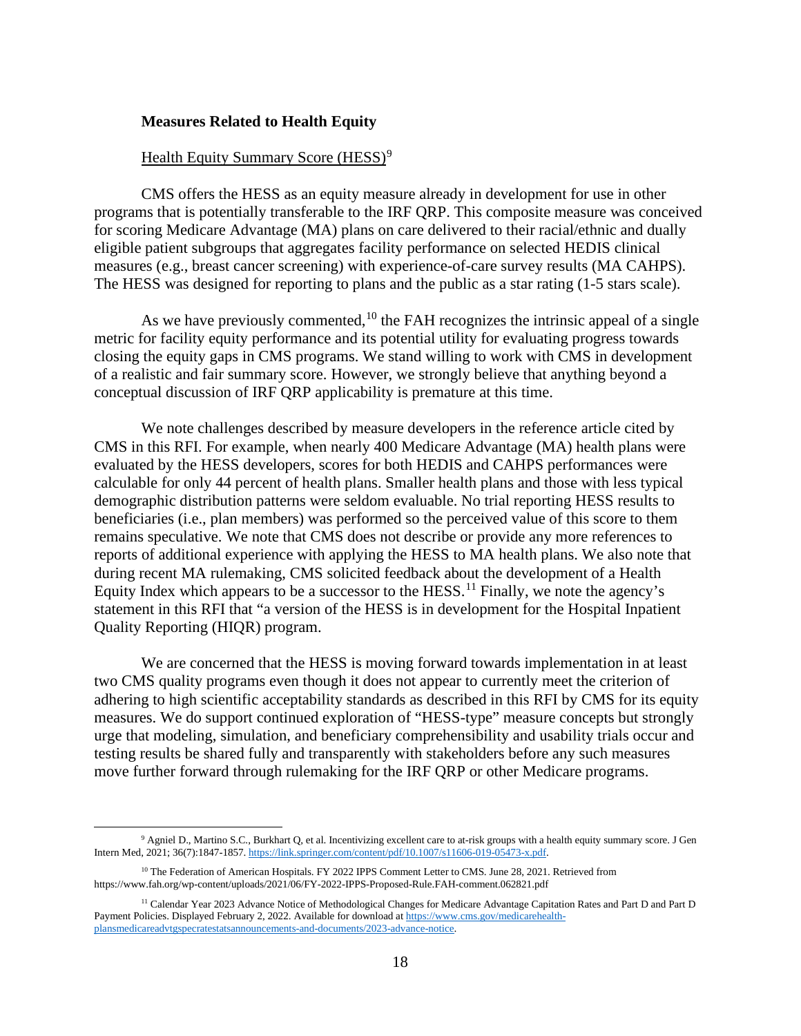**Measures Related to Health Equity**

Health Equity Summary Score (HESS)[9]

CMS offers the HESS as an equity measure already in development for use in other programs that is potentially transferable to the IRF QRP. This composite measure was conceived for scoring Medicare Advantage (MA) plans on care delivered to their racial/ethnic and dually eligible patient subgroups that aggregates facility performance on selected HEDIS clinical measures (e.g., breast cancer screening) with experience-of-care survey results (MA CAHPS). The HESS was designed for reporting to plans and the public as a star rating (1-5 stars scale).

As we have previously commented,[10] the FAH recognizes the intrinsic appeal of a single metric for facility equity performance and its potential utility for evaluating progress towards closing the equity gaps in CMS programs. We stand willing to work with CMS in development of a realistic and fair summary score. However, we strongly believe that anything beyond a conceptual discussion of IRF QRP applicability is premature at this time.

We note challenges described by measure developers in the reference article cited by CMS in this RFI. For example, when nearly 400 Medicare Advantage (MA) health plans were evaluated by the HESS developers, scores for both HEDIS and CAHPS performances were calculable for only 44 percent of health plans. Smaller health plans and those with less typical demographic distribution patterns were seldom evaluable. No trial reporting HESS results to beneficiaries (i.e., plan members) was performed so the perceived value of this score to them remains speculative. We note that CMS does not describe or provide any more references to reports of additional experience with applying the HESS to MA health plans. We also note that during recent MA rulemaking, CMS solicited feedback about the development of a Health Equity Index which appears to be a successor to the HESS.[11] Finally, we note the agency's statement in this RFI that "a version of the HESS is in development for the Hospital Inpatient Quality Reporting (HIQR) program.

We are concerned that the HESS is moving forward towards implementation in at least two CMS quality programs even though it does not appear to currently meet the criterion of adhering to high scientific acceptability standards as described in this RFI by CMS for its equity measures. We do support continued exploration of "HESS-type" measure concepts but strongly urge that modeling, simulation, and beneficiary comprehensibility and usability trials occur and testing results be shared fully and transparently with stakeholders before any such measures move further forward through rulemaking for the IRF QRP or other Medicare programs.

---

[9] Agniel D., Martino S.C., Burkhart Q, et al. Incentivizing excellent care to at-risk groups with a health equity summary score. J Gen Intern Med, 2021; 36(7):1847-1857. https://link.springer.com/content/pdf/10.1007/s11606-019-05473-x.pdf.

[10] The Federation of American Hospitals. FY 2022 IPPS Comment Letter to CMS. June 28, 2021. Retrieved from https://www.fah.org/wp-content/uploads/2021/06/FY-2022-IPPS-Proposed-Rule.FAH-comment.062821.pdf

[11] Calendar Year 2023 Advance Notice of Methodological Changes for Medicare Advantage Capitation Rates and Part D and Part D Payment Policies. Displayed February 2, 2022. Available for download at https://www.cms.gov/medicarehealth-plansmedicareadvtgspecratestatsannouncements-and-documents/2023-advance-notice.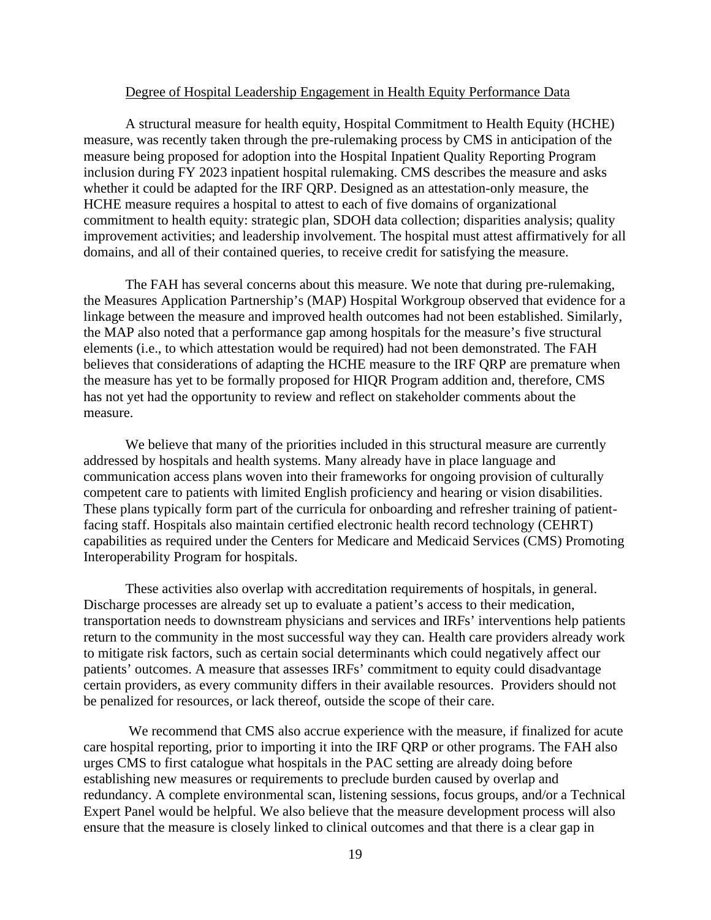Degree of Hospital Leadership Engagement in Health Equity Performance Data

A structural measure for health equity, Hospital Commitment to Health Equity (HCHE) measure, was recently taken through the pre-rulemaking process by CMS in anticipation of the measure being proposed for adoption into the Hospital Inpatient Quality Reporting Program inclusion during FY 2023 inpatient hospital rulemaking. CMS describes the measure and asks whether it could be adapted for the IRF QRP. Designed as an attestation-only measure, the HCHE measure requires a hospital to attest to each of five domains of organizational commitment to health equity: strategic plan, SDOH data collection; disparities analysis; quality improvement activities; and leadership involvement. The hospital must attest affirmatively for all domains, and all of their contained queries, to receive credit for satisfying the measure.

The FAH has several concerns about this measure. We note that during pre-rulemaking, the Measures Application Partnership's (MAP) Hospital Workgroup observed that evidence for a linkage between the measure and improved health outcomes had not been established. Similarly, the MAP also noted that a performance gap among hospitals for the measure's five structural elements (i.e., to which attestation would be required) had not been demonstrated. The FAH believes that considerations of adapting the HCHE measure to the IRF QRP are premature when the measure has yet to be formally proposed for HIQR Program addition and, therefore, CMS has not yet had the opportunity to review and reflect on stakeholder comments about the measure.

We believe that many of the priorities included in this structural measure are currently addressed by hospitals and health systems. Many already have in place language and communication access plans woven into their frameworks for ongoing provision of culturally competent care to patients with limited English proficiency and hearing or vision disabilities. These plans typically form part of the curricula for onboarding and refresher training of patient-facing staff. Hospitals also maintain certified electronic health record technology (CEHRT) capabilities as required under the Centers for Medicare and Medicaid Services (CMS) Promoting Interoperability Program for hospitals.

These activities also overlap with accreditation requirements of hospitals, in general. Discharge processes are already set up to evaluate a patient's access to their medication, transportation needs to downstream physicians and services and IRFs' interventions help patients return to the community in the most successful way they can. Health care providers already work to mitigate risk factors, such as certain social determinants which could negatively affect our patients' outcomes. A measure that assesses IRFs' commitment to equity could disadvantage certain providers, as every community differs in their available resources. Providers should not be penalized for resources, or lack thereof, outside the scope of their care.

We recommend that CMS also accrue experience with the measure, if finalized for acute care hospital reporting, prior to importing it into the IRF QRP or other programs. The FAH also urges CMS to first catalogue what hospitals in the PAC setting are already doing before establishing new measures or requirements to preclude burden caused by overlap and redundancy. A complete environmental scan, listening sessions, focus groups, and/or a Technical Expert Panel would be helpful. We also believe that the measure development process will also ensure that the measure is closely linked to clinical outcomes and that there is a clear gap in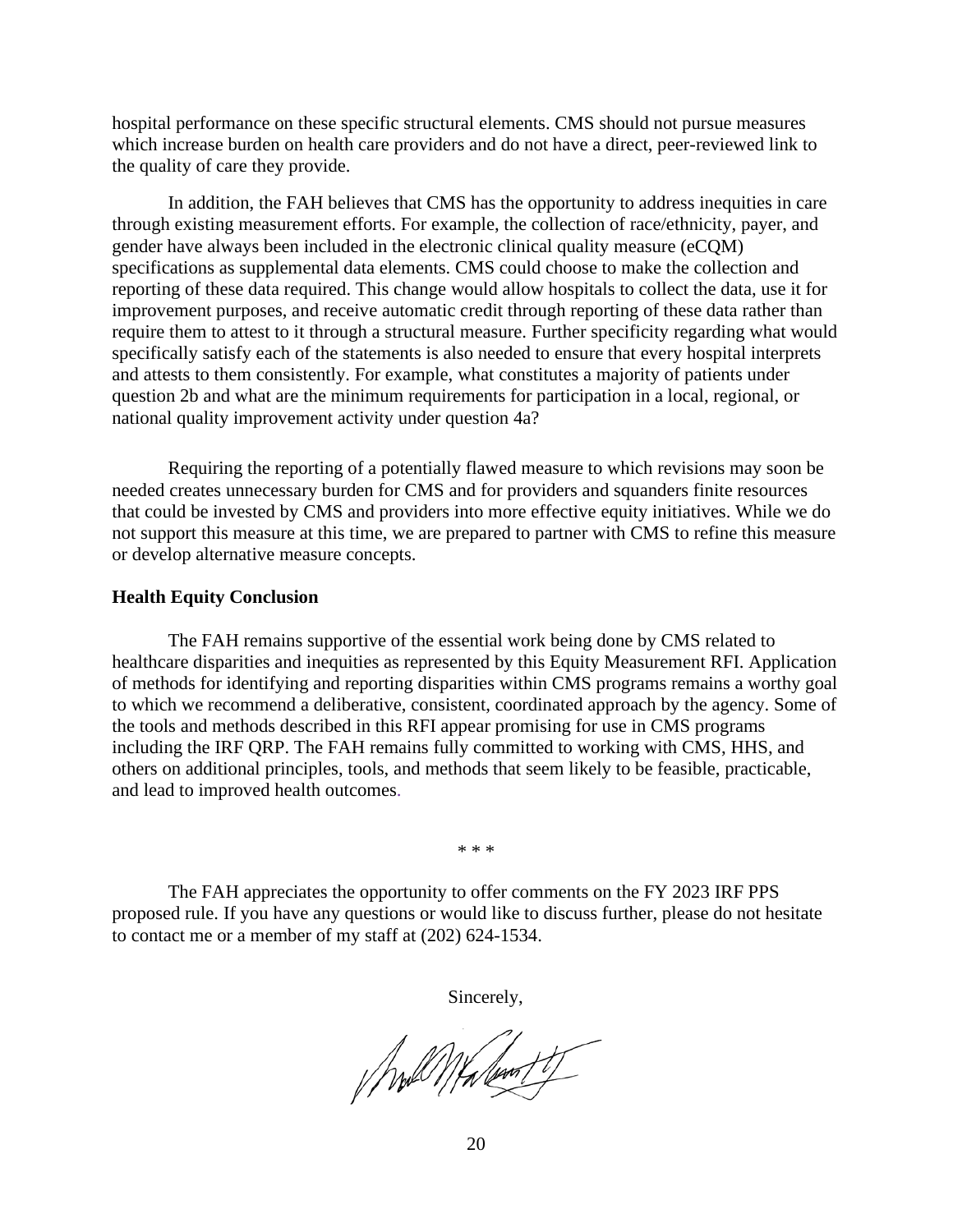hospital performance on these specific structural elements. CMS should not pursue measures which increase burden on health care providers and do not have a direct, peer-reviewed link to the quality of care they provide.

In addition, the FAH believes that CMS has the opportunity to address inequities in care through existing measurement efforts. For example, the collection of race/ethnicity, payer, and gender have always been included in the electronic clinical quality measure (eCQM) specifications as supplemental data elements. CMS could choose to make the collection and reporting of these data required. This change would allow hospitals to collect the data, use it for improvement purposes, and receive automatic credit through reporting of these data rather than require them to attest to it through a structural measure. Further specificity regarding what would specifically satisfy each of the statements is also needed to ensure that every hospital interprets and attests to them consistently. For example, what constitutes a majority of patients under question 2b and what are the minimum requirements for participation in a local, regional, or national quality improvement activity under question 4a?

Requiring the reporting of a potentially flawed measure to which revisions may soon be needed creates unnecessary burden for CMS and for providers and squanders finite resources that could be invested by CMS and providers into more effective equity initiatives. While we do not support this measure at this time, we are prepared to partner with CMS to refine this measure or develop alternative measure concepts.

**Health Equity Conclusion**

The FAH remains supportive of the essential work being done by CMS related to healthcare disparities and inequities as represented by this Equity Measurement RFI. Application of methods for identifying and reporting disparities within CMS programs remains a worthy goal to which we recommend a deliberative, consistent, coordinated approach by the agency. Some of the tools and methods described in this RFI appear promising for use in CMS programs including the IRF QRP. The FAH remains fully committed to working with CMS, HHS, and others on additional principles, tools, and methods that seem likely to be feasible, practicable, and lead to improved health outcomes.

\* \* \*

The FAH appreciates the opportunity to offer comments on the FY 2023 IRF PPS proposed rule. If you have any questions or would like to discuss further, please do not hesitate to contact me or a member of my staff at (202) 624-1534.

Sincerely,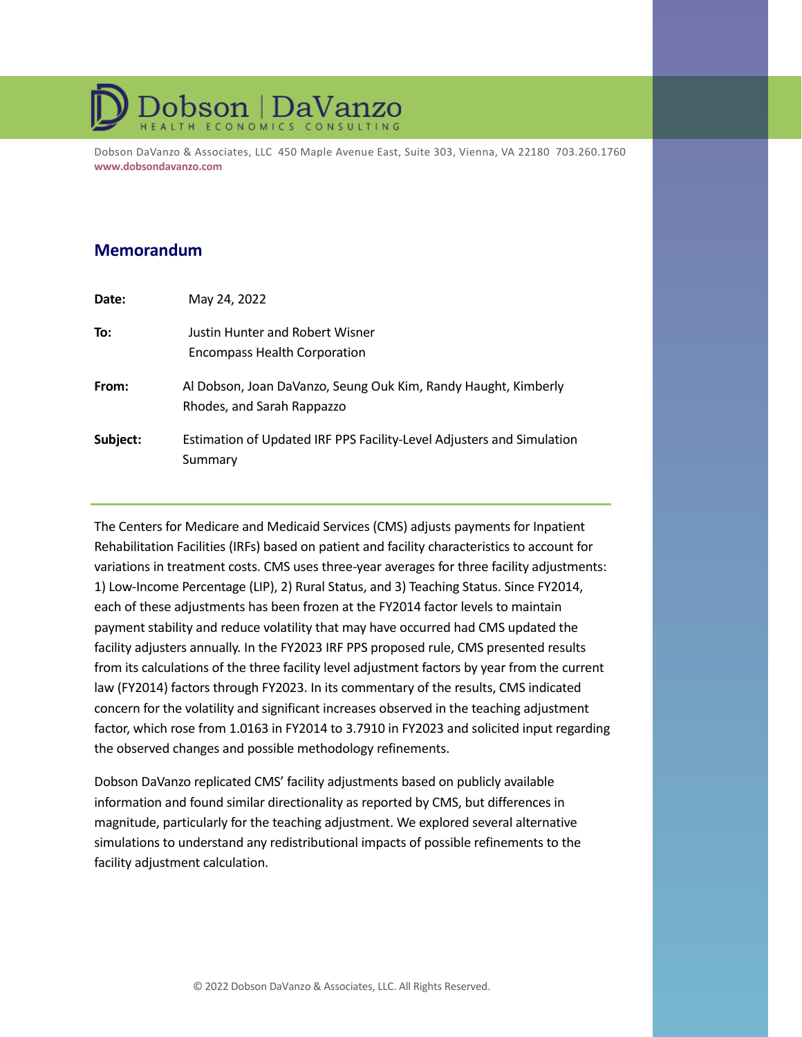Dobson | DaVanzo
HEALTH ECONOMICS CONSULTING

Dobson DaVanzo & Associates, LLC 450 Maple Avenue East, Suite 303, Vienna, VA 22180 703.260.1760
**www.dobsondavanzo.com**

## Memorandum

**Date:** May 24, 2022

**To:** Justin Hunter and Robert Wisner
Encompass Health Corporation

**From:** Al Dobson, Joan DaVanzo, Seung Ouk Kim, Randy Haught, Kimberly Rhodes, and Sarah Rappazzo

**Subject:** Estimation of Updated IRF PPS Facility-Level Adjusters and Simulation Summary

---

The Centers for Medicare and Medicaid Services (CMS) adjusts payments for Inpatient Rehabilitation Facilities (IRFs) based on patient and facility characteristics to account for variations in treatment costs. CMS uses three-year averages for three facility adjustments: 1) Low-Income Percentage (LIP), 2) Rural Status, and 3) Teaching Status. Since FY2014, each of these adjustments has been frozen at the FY2014 factor levels to maintain payment stability and reduce volatility that may have occurred had CMS updated the facility adjusters annually. In the FY2023 IRF PPS proposed rule, CMS presented results from its calculations of the three facility level adjustment factors by year from the current law (FY2014) factors through FY2023. In its commentary of the results, CMS indicated concern for the volatility and significant increases observed in the teaching adjustment factor, which rose from 1.0163 in FY2014 to 3.7910 in FY2023 and solicited input regarding the observed changes and possible methodology refinements.

Dobson DaVanzo replicated CMS' facility adjustments based on publicly available information and found similar directionality as reported by CMS, but differences in magnitude, particularly for the teaching adjustment. We explored several alternative simulations to understand any redistributional impacts of possible refinements to the facility adjustment calculation.

© 2022 Dobson DaVanzo & Associates, LLC. All Rights Reserved.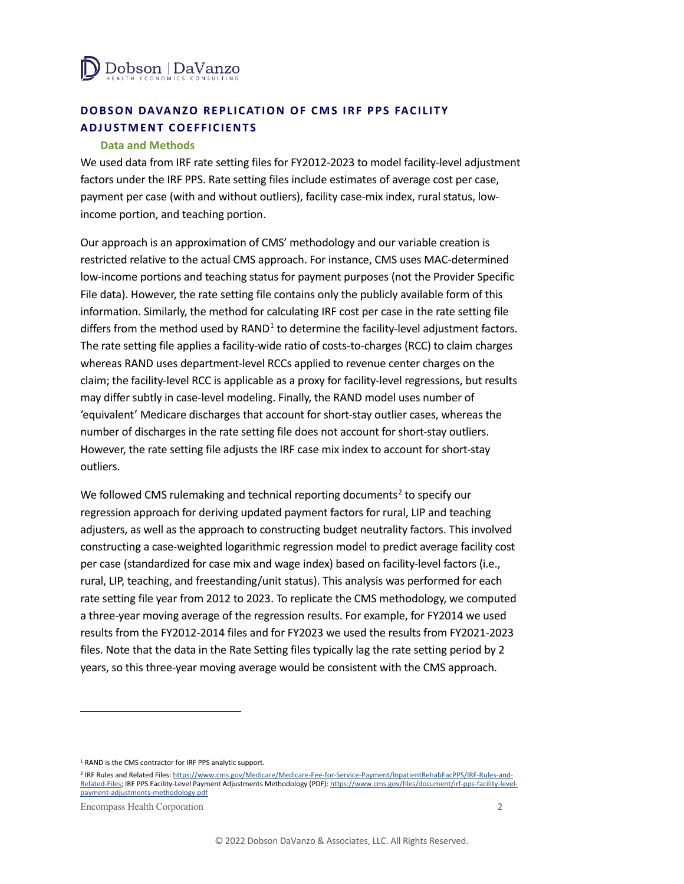## DOBSON DAVANZO REPLICATION OF CMS IRF PPS FACILITY ADJUSTMENT COEFFICIENTS

### Data and Methods

We used data from IRF rate setting files for FY2012-2023 to model facility-level adjustment factors under the IRF PPS. Rate setting files include estimates of average cost per case, payment per case (with and without outliers), facility case-mix index, rural status, low-income portion, and teaching portion.

Our approach is an approximation of CMS' methodology and our variable creation is restricted relative to the actual CMS approach. For instance, CMS uses MAC-determined low-income portions and teaching status for payment purposes (not the Provider Specific File data). However, the rate setting file contains only the publicly available form of this information. Similarly, the method for calculating IRF cost per case in the rate setting file differs from the method used by RAND[1] to determine the facility-level adjustment factors. The rate setting file applies a facility-wide ratio of costs-to-charges (RCC) to claim charges whereas RAND uses department-level RCCs applied to revenue center charges on the claim; the facility-level RCC is applicable as a proxy for facility-level regressions, but results may differ subtly in case-level modeling. Finally, the RAND model uses number of 'equivalent' Medicare discharges that account for short-stay outlier cases, whereas the number of discharges in the rate setting file does not account for short-stay outliers. However, the rate setting file adjusts the IRF case mix index to account for short-stay outliers.

We followed CMS rulemaking and technical reporting documents[2] to specify our regression approach for deriving updated payment factors for rural, LIP and teaching adjusters, as well as the approach to constructing budget neutrality factors. This involved constructing a case-weighted logarithmic regression model to predict average facility cost per case (standardized for case mix and wage index) based on facility-level factors (i.e., rural, LIP, teaching, and freestanding/unit status). This analysis was performed for each rate setting file year from 2012 to 2023. To replicate the CMS methodology, we computed a three-year moving average of the regression results. For example, for FY2014 we used results from the FY2012-2014 files and for FY2023 we used the results from FY2021-2023 files. Note that the data in the Rate Setting files typically lag the rate setting period by 2 years, so this three-year moving average would be consistent with the CMS approach.

---

[1] RAND is the CMS contractor for IRF PPS analytic support.

[2] IRF Rules and Related Files: https://www.cms.gov/Medicare/Medicare-Fee-for-Service-Payment/InpatientRehabFacPPS/IRF-Rules-and-Related-Files; IRF PPS Facility-Level Payment Adjustments Methodology (PDF): https://www.cms.gov/files/document/irf-pps-facility-level-payment-adjustments-methodology.pdf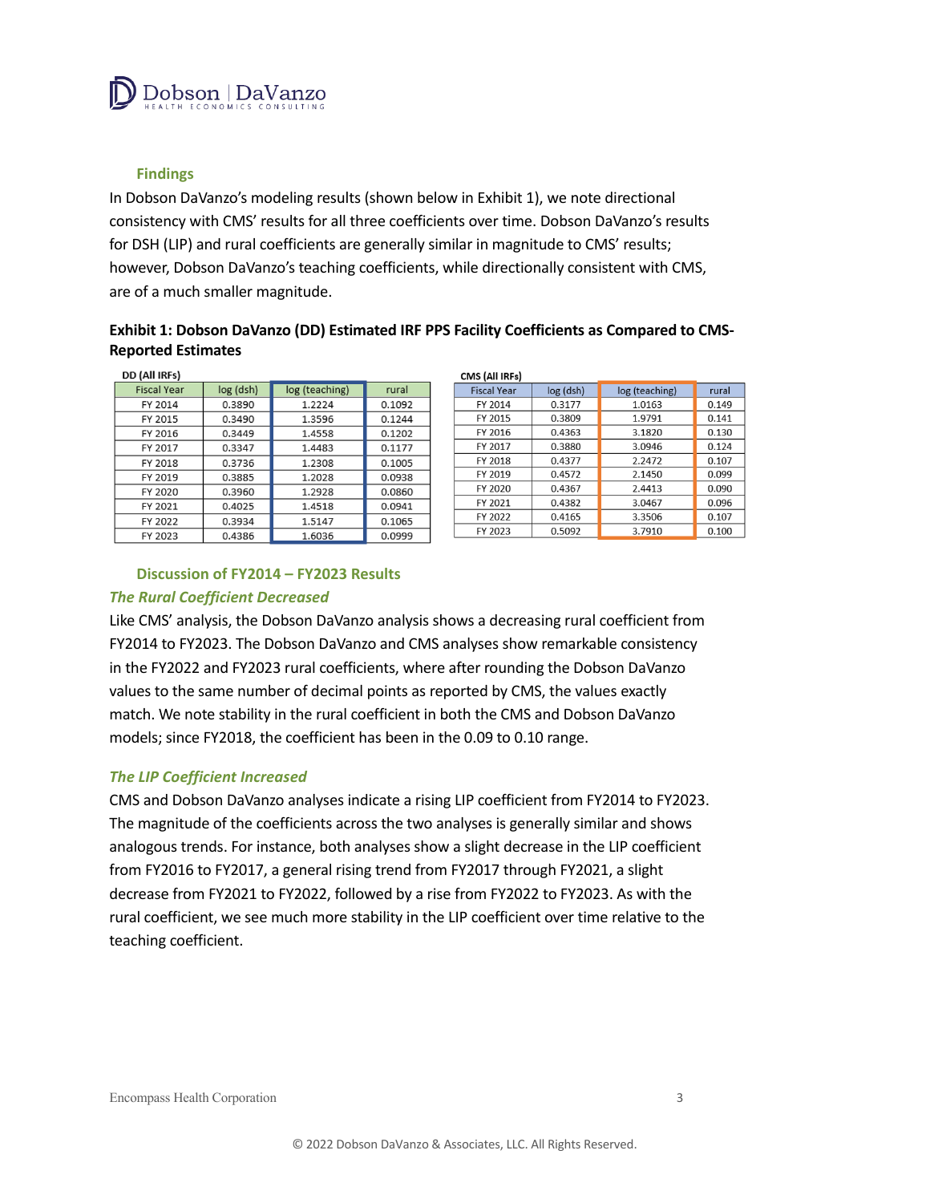### Findings

In Dobson DaVanzo's modeling results (shown below in Exhibit 1), we note directional consistency with CMS' results for all three coefficients over time. Dobson DaVanzo's results for DSH (LIP) and rural coefficients are generally similar in magnitude to CMS' results; however, Dobson DaVanzo's teaching coefficients, while directionally consistent with CMS, are of a much smaller magnitude.

**Exhibit 1: Dobson DaVanzo (DD) Estimated IRF PPS Facility Coefficients as Compared to CMS-Reported Estimates**

DD (All IRFs)

| Fiscal Year | log (dsh) | log (teaching) | rural |
|---|---|---|---|
| FY 2014 | 0.3890 | 1.2224 | 0.1092 |
| FY 2015 | 0.3490 | 1.3596 | 0.1244 |
| FY 2016 | 0.3449 | 1.4558 | 0.1202 |
| FY 2017 | 0.3347 | 1.4483 | 0.1177 |
| FY 2018 | 0.3736 | 1.2308 | 0.1005 |
| FY 2019 | 0.3885 | 1.2028 | 0.0938 |
| FY 2020 | 0.3960 | 1.2928 | 0.0860 |
| FY 2021 | 0.4025 | 1.4518 | 0.0941 |
| FY 2022 | 0.3934 | 1.5147 | 0.1065 |
| FY 2023 | 0.4386 | 1.6036 | 0.0999 |

CMS (All IRFs)

| Fiscal Year | log (dsh) | log (teaching) | rural |
|---|---|---|---|
| FY 2014 | 0.3177 | 1.0163 | 0.149 |
| FY 2015 | 0.3809 | 1.9791 | 0.141 |
| FY 2016 | 0.4363 | 3.1820 | 0.130 |
| FY 2017 | 0.3880 | 3.0946 | 0.124 |
| FY 2018 | 0.4377 | 2.2472 | 0.107 |
| FY 2019 | 0.4572 | 2.1450 | 0.099 |
| FY 2020 | 0.4367 | 2.4413 | 0.090 |
| FY 2021 | 0.4382 | 3.0467 | 0.096 |
| FY 2022 | 0.4165 | 3.3506 | 0.107 |
| FY 2023 | 0.5092 | 3.7910 | 0.100 |

### Discussion of FY2014 – FY2023 Results

#### *The Rural Coefficient Decreased*

Like CMS' analysis, the Dobson DaVanzo analysis shows a decreasing rural coefficient from FY2014 to FY2023. The Dobson DaVanzo and CMS analyses show remarkable consistency in the FY2022 and FY2023 rural coefficients, where after rounding the Dobson DaVanzo values to the same number of decimal points as reported by CMS, the values exactly match. We note stability in the rural coefficient in both the CMS and Dobson DaVanzo models; since FY2018, the coefficient has been in the 0.09 to 0.10 range.

#### *The LIP Coefficient Increased*

CMS and Dobson DaVanzo analyses indicate a rising LIP coefficient from FY2014 to FY2023. The magnitude of the coefficients across the two analyses is generally similar and shows analogous trends. For instance, both analyses show a slight decrease in the LIP coefficient from FY2016 to FY2017, a general rising trend from FY2017 through FY2021, a slight decrease from FY2021 to FY2022, followed by a rise from FY2022 to FY2023. As with the rural coefficient, we see much more stability in the LIP coefficient over time relative to the teaching coefficient.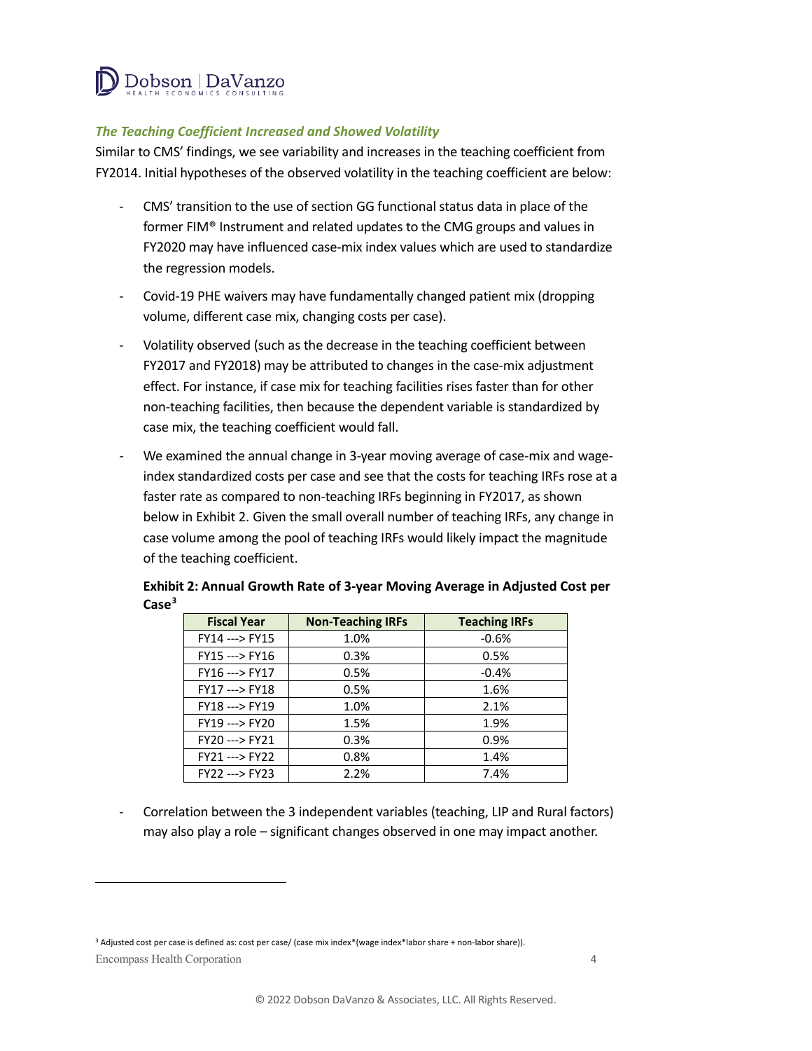### *The Teaching Coefficient Increased and Showed Volatility*

Similar to CMS' findings, we see variability and increases in the teaching coefficient from FY2014. Initial hypotheses of the observed volatility in the teaching coefficient are below:

- CMS' transition to the use of section GG functional status data in place of the former FIM® Instrument and related updates to the CMG groups and values in FY2020 may have influenced case-mix index values which are used to standardize the regression models.
- Covid-19 PHE waivers may have fundamentally changed patient mix (dropping volume, different case mix, changing costs per case).
- Volatility observed (such as the decrease in the teaching coefficient between FY2017 and FY2018) may be attributed to changes in the case-mix adjustment effect. For instance, if case mix for teaching facilities rises faster than for other non-teaching facilities, then because the dependent variable is standardized by case mix, the teaching coefficient would fall.
- We examined the annual change in 3-year moving average of case-mix and wage-index standardized costs per case and see that the costs for teaching IRFs rose at a faster rate as compared to non-teaching IRFs beginning in FY2017, as shown below in Exhibit 2. Given the small overall number of teaching IRFs, any change in case volume among the pool of teaching IRFs would likely impact the magnitude of the teaching coefficient.

**Exhibit 2: Annual Growth Rate of 3-year Moving Average in Adjusted Cost per Case[3]**

| Fiscal Year | Non-Teaching IRFs | Teaching IRFs |
|---|---|---|
| FY14 ---> FY15 | 1.0% | -0.6% |
| FY15 ---> FY16 | 0.3% | 0.5% |
| FY16 ---> FY17 | 0.5% | -0.4% |
| FY17 ---> FY18 | 0.5% | 1.6% |
| FY18 ---> FY19 | 1.0% | 2.1% |
| FY19 ---> FY20 | 1.5% | 1.9% |
| FY20 ---> FY21 | 0.3% | 0.9% |
| FY21 ---> FY22 | 0.8% | 1.4% |
| FY22 ---> FY23 | 2.2% | 7.4% |

- Correlation between the 3 independent variables (teaching, LIP and Rural factors) may also play a role – significant changes observed in one may impact another.

[3] Adjusted cost per case is defined as: cost per case/ (case mix index*(wage index*labor share + non-labor share)).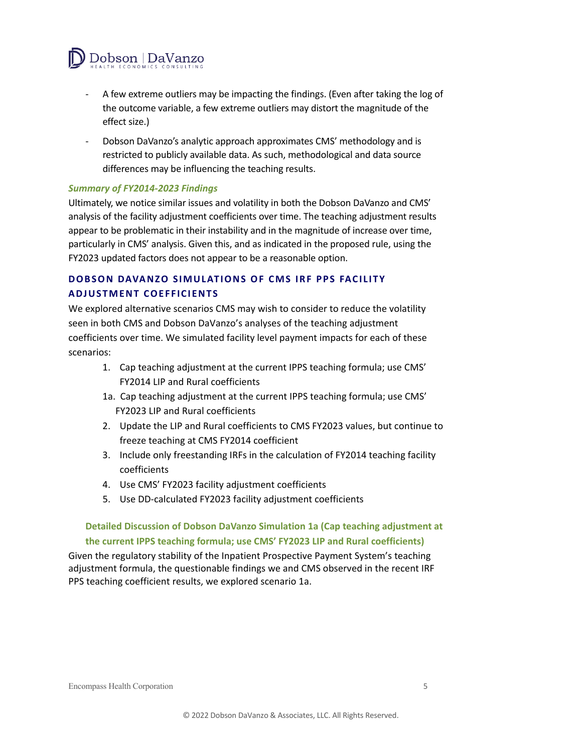- A few extreme outliers may be impacting the findings. (Even after taking the log of the outcome variable, a few extreme outliers may distort the magnitude of the effect size.)
- Dobson DaVanzo's analytic approach approximates CMS' methodology and is restricted to publicly available data. As such, methodological and data source differences may be influencing the teaching results.

***Summary of FY2014-2023 Findings***

Ultimately, we notice similar issues and volatility in both the Dobson DaVanzo and CMS' analysis of the facility adjustment coefficients over time. The teaching adjustment results appear to be problematic in their instability and in the magnitude of increase over time, particularly in CMS' analysis. Given this, and as indicated in the proposed rule, using the FY2023 updated factors does not appear to be a reasonable option.

## DOBSON DAVANZO SIMULATIONS OF CMS IRF PPS FACILITY ADJUSTMENT COEFFICIENTS

We explored alternative scenarios CMS may wish to consider to reduce the volatility seen in both CMS and Dobson DaVanzo's analyses of the teaching adjustment coefficients over time. We simulated facility level payment impacts for each of these scenarios:

1. Cap teaching adjustment at the current IPPS teaching formula; use CMS' FY2014 LIP and Rural coefficients

1a. Cap teaching adjustment at the current IPPS teaching formula; use CMS' FY2023 LIP and Rural coefficients

2. Update the LIP and Rural coefficients to CMS FY2023 values, but continue to freeze teaching at CMS FY2014 coefficient
3. Include only freestanding IRFs in the calculation of FY2014 teaching facility coefficients
4. Use CMS' FY2023 facility adjustment coefficients
5. Use DD-calculated FY2023 facility adjustment coefficients

### Detailed Discussion of Dobson DaVanzo Simulation 1a (Cap teaching adjustment at the current IPPS teaching formula; use CMS' FY2023 LIP and Rural coefficients)

Given the regulatory stability of the Inpatient Prospective Payment System's teaching adjustment formula, the questionable findings we and CMS observed in the recent IRF PPS teaching coefficient results, we explored scenario 1a.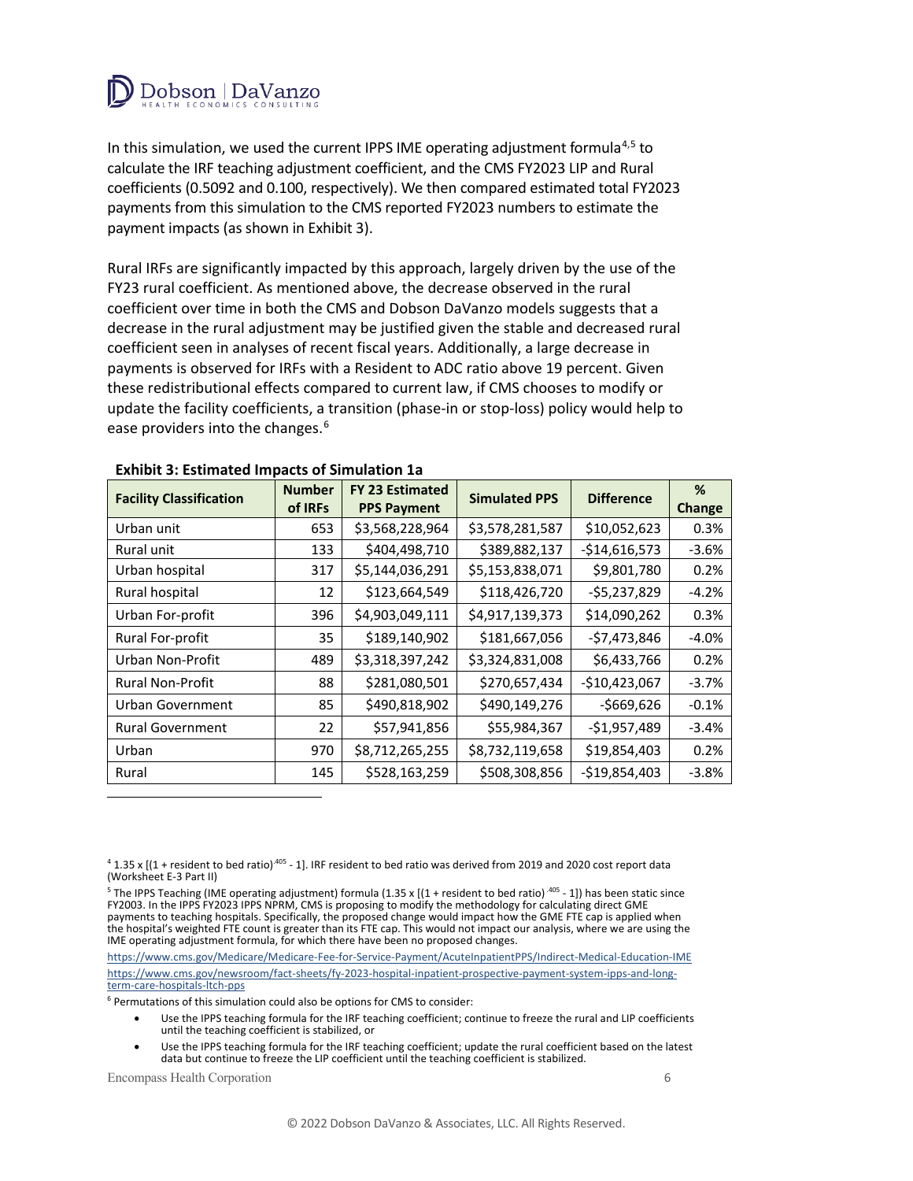In this simulation, we used the current IPPS IME operating adjustment formula[4,5] to calculate the IRF teaching adjustment coefficient, and the CMS FY2023 LIP and Rural coefficients (0.5092 and 0.100, respectively). We then compared estimated total FY2023 payments from this simulation to the CMS reported FY2023 numbers to estimate the payment impacts (as shown in Exhibit 3).

Rural IRFs are significantly impacted by this approach, largely driven by the use of the FY23 rural coefficient. As mentioned above, the decrease observed in the rural coefficient over time in both the CMS and Dobson DaVanzo models suggests that a decrease in the rural adjustment may be justified given the stable and decreased rural coefficient seen in analyses of recent fiscal years. Additionally, a large decrease in payments is observed for IRFs with a Resident to ADC ratio above 19 percent. Given these redistributional effects compared to current law, if CMS chooses to modify or update the facility coefficients, a transition (phase-in or stop-loss) policy would help to ease providers into the changes.[6]

**Exhibit 3: Estimated Impacts of Simulation 1a**

| Facility Classification | Number of IRFs | FY 23 Estimated PPS Payment | Simulated PPS | Difference | % Change |
|---|---|---|---|---|---|
| Urban unit | 653 | $3,568,228,964 | $3,578,281,587 | $10,052,623 | 0.3% |
| Rural unit | 133 | $404,498,710 | $389,882,137 | -$14,616,573 | -3.6% |
| Urban hospital | 317 | $5,144,036,291 | $5,153,838,071 | $9,801,780 | 0.2% |
| Rural hospital | 12 | $123,664,549 | $118,426,720 | -$5,237,829 | -4.2% |
| Urban For-profit | 396 | $4,903,049,111 | $4,917,139,373 | $14,090,262 | 0.3% |
| Rural For-profit | 35 | $189,140,902 | $181,667,056 | -$7,473,846 | -4.0% |
| Urban Non-Profit | 489 | $3,318,397,242 | $3,324,831,008 | $6,433,766 | 0.2% |
| Rural Non-Profit | 88 | $281,080,501 | $270,657,434 | -$10,423,067 | -3.7% |
| Urban Government | 85 | $490,818,902 | $490,149,276 | -$669,626 | -0.1% |
| Rural Government | 22 | $57,941,856 | $55,984,367 | -$1,957,489 | -3.4% |
| Urban | 970 | $8,712,265,255 | $8,732,119,658 | $19,854,403 | 0.2% |
| Rural | 145 | $528,163,259 | $508,308,856 | -$19,854,403 | -3.8% |

---

[4] $1.35 \times [(1 + \text{resident to bed ratio})^{.405} - 1]$. IRF resident to bed ratio was derived from 2019 and 2020 cost report data (Worksheet E-3 Part II)

[5] The IPPS Teaching (IME operating adjustment) formula ($1.35 \times [(1 + \text{resident to bed ratio})^{.405} - 1]$) has been static since FY2003. In the IPPS FY2023 IPPS NPRM, CMS is proposing to modify the methodology for calculating direct GME payments to teaching hospitals. Specifically, the proposed change would impact how the GME FTE cap is applied when the hospital's weighted FTE count is greater than its FTE cap. This would not impact our analysis, where we are using the IME operating adjustment formula, for which there have been no proposed changes.

https://www.cms.gov/Medicare/Medicare-Fee-for-Service-Payment/AcuteInpatientPPS/Indirect-Medical-Education-IME

https://www.cms.gov/newsroom/fact-sheets/fy-2023-hospital-inpatient-prospective-payment-system-ipps-and-long-term-care-hospitals-ltch-pps

[6] Permutations of this simulation could also be options for CMS to consider:

- Use the IPPS teaching formula for the IRF teaching coefficient; continue to freeze the rural and LIP coefficients until the teaching coefficient is stabilized, or
- Use the IPPS teaching formula for the IRF teaching coefficient; update the rural coefficient based on the latest data but continue to freeze the LIP coefficient until the teaching coefficient is stabilized.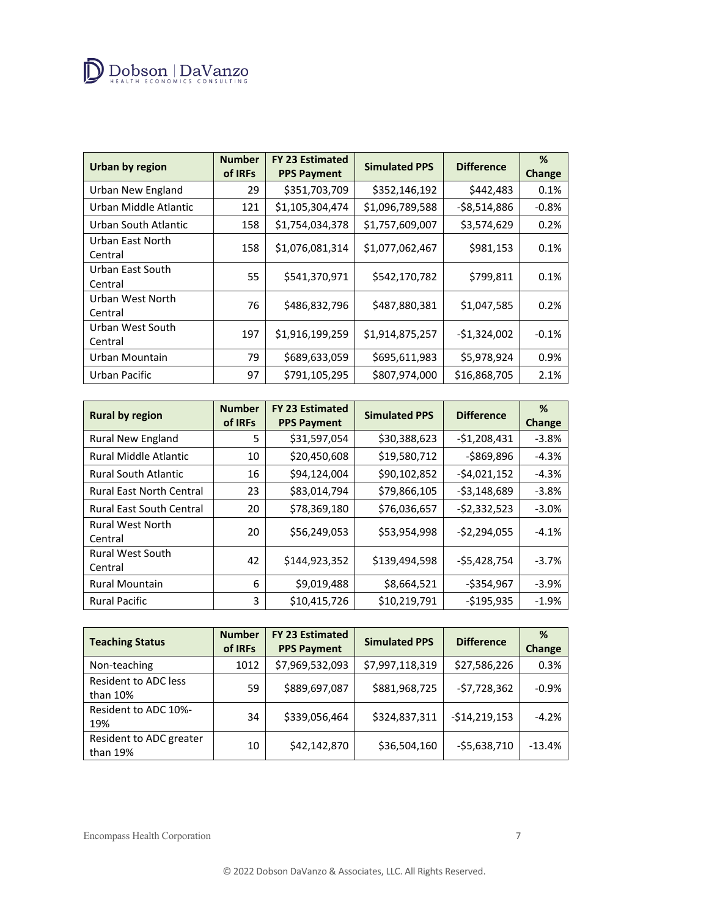| Urban by region | Number of IRFs | FY 23 Estimated PPS Payment | Simulated PPS | Difference | % Change |
|---|---|---|---|---|---|
| Urban New England | 29 | $351,703,709 | $352,146,192 | $442,483 | 0.1% |
| Urban Middle Atlantic | 121 | $1,105,304,474 | $1,096,789,588 | -$8,514,886 | -0.8% |
| Urban South Atlantic | 158 | $1,754,034,378 | $1,757,609,007 | $3,574,629 | 0.2% |
| Urban East North Central | 158 | $1,076,081,314 | $1,077,062,467 | $981,153 | 0.1% |
| Urban East South Central | 55 | $541,370,971 | $542,170,782 | $799,811 | 0.1% |
| Urban West North Central | 76 | $486,832,796 | $487,880,381 | $1,047,585 | 0.2% |
| Urban West South Central | 197 | $1,916,199,259 | $1,914,875,257 | -$1,324,002 | -0.1% |
| Urban Mountain | 79 | $689,633,059 | $695,611,983 | $5,978,924 | 0.9% |
| Urban Pacific | 97 | $791,105,295 | $807,974,000 | $16,868,705 | 2.1% |

| Rural by region | Number of IRFs | FY 23 Estimated PPS Payment | Simulated PPS | Difference | % Change |
|---|---|---|---|---|---|
| Rural New England | 5 | $31,597,054 | $30,388,623 | -$1,208,431 | -3.8% |
| Rural Middle Atlantic | 10 | $20,450,608 | $19,580,712 | -$869,896 | -4.3% |
| Rural South Atlantic | 16 | $94,124,004 | $90,102,852 | -$4,021,152 | -4.3% |
| Rural East North Central | 23 | $83,014,794 | $79,866,105 | -$3,148,689 | -3.8% |
| Rural East South Central | 20 | $78,369,180 | $76,036,657 | -$2,332,523 | -3.0% |
| Rural West North Central | 20 | $56,249,053 | $53,954,998 | -$2,294,055 | -4.1% |
| Rural West South Central | 42 | $144,923,352 | $139,494,598 | -$5,428,754 | -3.7% |
| Rural Mountain | 6 | $9,019,488 | $8,664,521 | -$354,967 | -3.9% |
| Rural Pacific | 3 | $10,415,726 | $10,219,791 | -$195,935 | -1.9% |

| Teaching Status | Number of IRFs | FY 23 Estimated PPS Payment | Simulated PPS | Difference | % Change |
|---|---|---|---|---|---|
| Non-teaching | 1012 | $7,969,532,093 | $7,997,118,319 | $27,586,226 | 0.3% |
| Resident to ADC less than 10% | 59 | $889,697,087 | $881,968,725 | -$7,728,362 | -0.9% |
| Resident to ADC 10%-19% | 34 | $339,056,464 | $324,837,311 | -$14,219,153 | -4.2% |
| Resident to ADC greater than 19% | 10 | $42,142,870 | $36,504,160 | -$5,638,710 | -13.4% |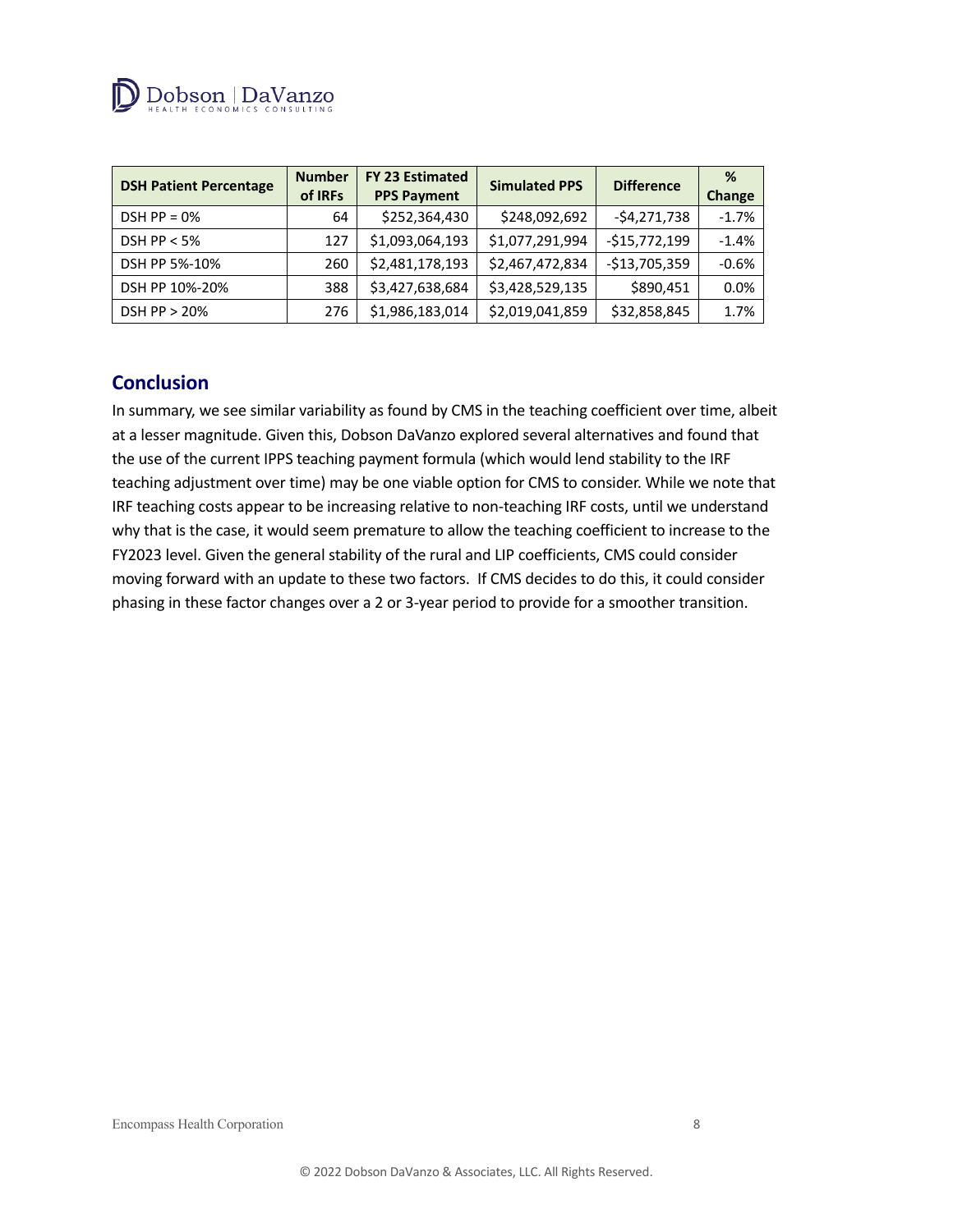| DSH Patient Percentage | Number of IRFs | FY 23 Estimated PPS Payment | Simulated PPS | Difference | % Change |
|---|---|---|---|---|---|
| DSH PP = 0% | 64 | $252,364,430 | $248,092,692 | -$4,271,738 | -1.7% |
| DSH PP < 5% | 127 | $1,093,064,193 | $1,077,291,994 | -$15,772,199 | -1.4% |
| DSH PP 5%-10% | 260 | $2,481,178,193 | $2,467,472,834 | -$13,705,359 | -0.6% |
| DSH PP 10%-20% | 388 | $3,427,638,684 | $3,428,529,135 | $890,451 | 0.0% |
| DSH PP > 20% | 276 | $1,986,183,014 | $2,019,041,859 | $32,858,845 | 1.7% |

## Conclusion

In summary, we see similar variability as found by CMS in the teaching coefficient over time, albeit at a lesser magnitude. Given this, Dobson DaVanzo explored several alternatives and found that the use of the current IPPS teaching payment formula (which would lend stability to the IRF teaching adjustment over time) may be one viable option for CMS to consider. While we note that IRF teaching costs appear to be increasing relative to non-teaching IRF costs, until we understand why that is the case, it would seem premature to allow the teaching coefficient to increase to the FY2023 level. Given the general stability of the rural and LIP coefficients, CMS could consider moving forward with an update to these two factors. If CMS decides to do this, it could consider phasing in these factor changes over a 2 or 3-year period to provide for a smoother transition.